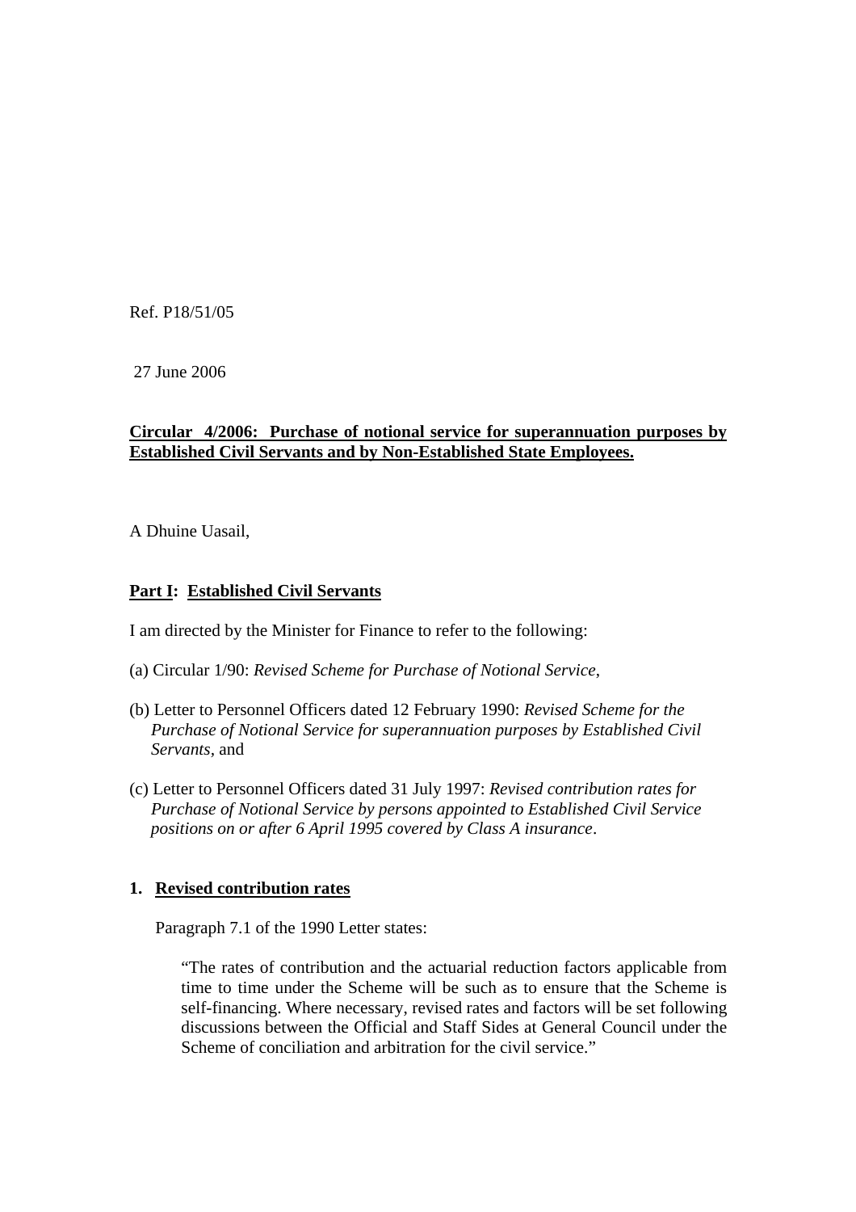Ref. P18/51/05

27 June 2006

**Circular 4/2006: Purchase of notional service for superannuation purposes by Established Civil Servants and by Non-Established State Employees.**

A Dhuine Uasail,

## Part I: Established Civil Servants

I am directed by the Minister for Finance to refer to the following:

(a) Circular 1/90: *Revised Scheme for Purchase of Notional Service*,

(b) Letter to Personnel Officers dated 12 February 1990: *Revised Scheme for the Purchase of Notional Service for superannuation purposes by Established Civil Servants*, and

(c) Letter to Personnel Officers dated 31 July 1997: *Revised contribution rates for Purchase of Notional Service by persons appointed to Established Civil Service positions on or after 6 April 1995 covered by Class A insurance*.

### 1. Revised contribution rates

Paragraph 7.1 of the 1990 Letter states:

> "The rates of contribution and the actuarial reduction factors applicable from time to time under the Scheme will be such as to ensure that the Scheme is self-financing. Where necessary, revised rates and factors will be set following discussions between the Official and Staff Sides at General Council under the Scheme of conciliation and arbitration for the civil service."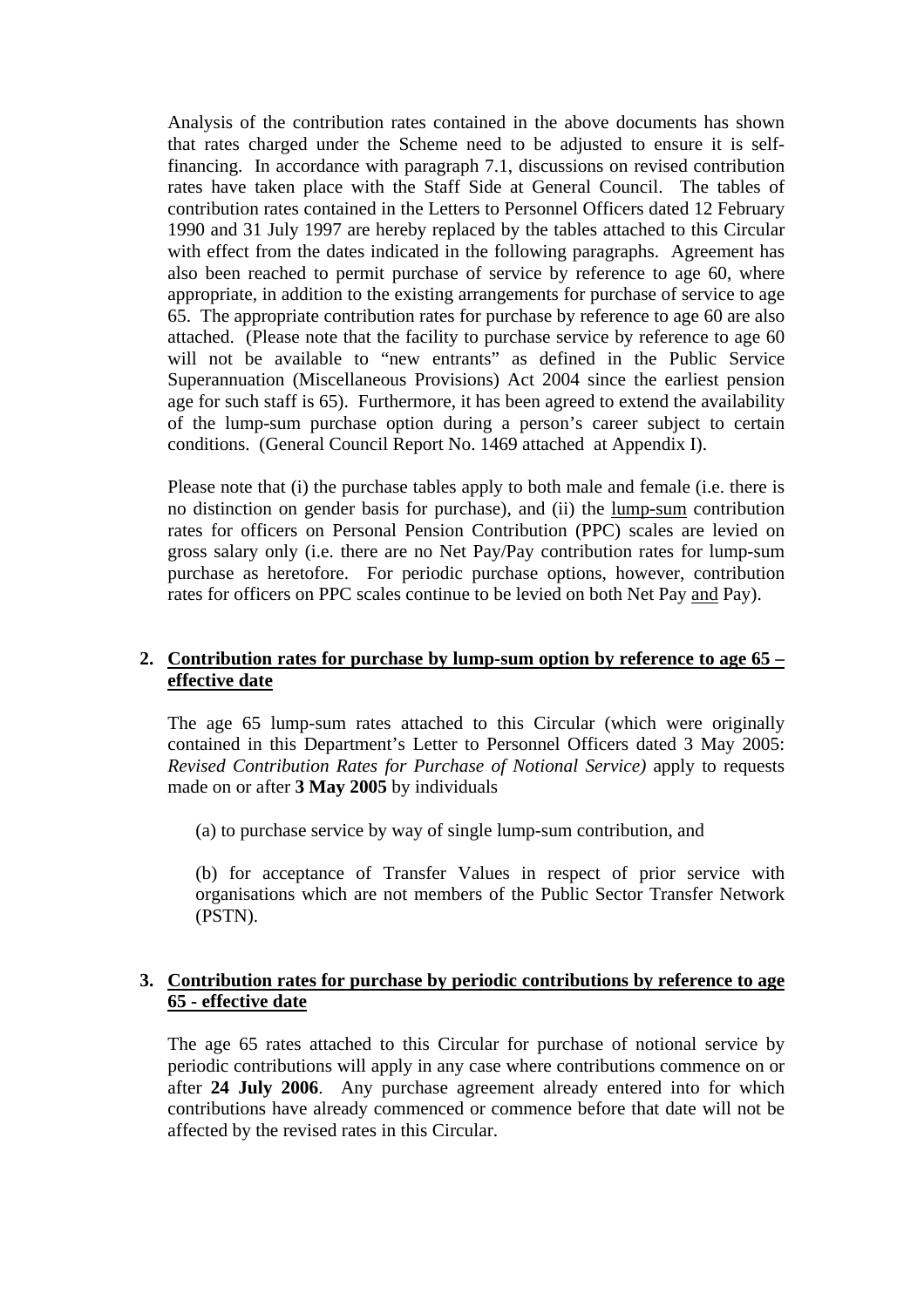Analysis of the contribution rates contained in the above documents has shown that rates charged under the Scheme need to be adjusted to ensure it is self-financing. In accordance with paragraph 7.1, discussions on revised contribution rates have taken place with the Staff Side at General Council. The tables of contribution rates contained in the Letters to Personnel Officers dated 12 February 1990 and 31 July 1997 are hereby replaced by the tables attached to this Circular with effect from the dates indicated in the following paragraphs. Agreement has also been reached to permit purchase of service by reference to age 60, where appropriate, in addition to the existing arrangements for purchase of service to age 65. The appropriate contribution rates for purchase by reference to age 60 are also attached. (Please note that the facility to purchase service by reference to age 60 will not be available to "new entrants" as defined in the Public Service Superannuation (Miscellaneous Provisions) Act 2004 since the earliest pension age for such staff is 65). Furthermore, it has been agreed to extend the availability of the lump-sum purchase option during a person's career subject to certain conditions. (General Council Report No. 1469 attached at Appendix I).

Please note that (i) the purchase tables apply to both male and female (i.e. there is no distinction on gender basis for purchase), and (ii) the lump-sum contribution rates for officers on Personal Pension Contribution (PPC) scales are levied on gross salary only (i.e. there are no Net Pay/Pay contribution rates for lump-sum purchase as heretofore. For periodic purchase options, however, contribution rates for officers on PPC scales continue to be levied on both Net Pay and Pay).

## 2. Contribution rates for purchase by lump-sum option by reference to age 65 – effective date

The age 65 lump-sum rates attached to this Circular (which were originally contained in this Department's Letter to Personnel Officers dated 3 May 2005: *Revised Contribution Rates for Purchase of Notional Service)* apply to requests made on or after **3 May 2005** by individuals

(a) to purchase service by way of single lump-sum contribution, and

(b) for acceptance of Transfer Values in respect of prior service with organisations which are not members of the Public Sector Transfer Network (PSTN).

## 3. Contribution rates for purchase by periodic contributions by reference to age 65 - effective date

The age 65 rates attached to this Circular for purchase of notional service by periodic contributions will apply in any case where contributions commence on or after **24 July 2006**. Any purchase agreement already entered into for which contributions have already commenced or commence before that date will not be affected by the revised rates in this Circular.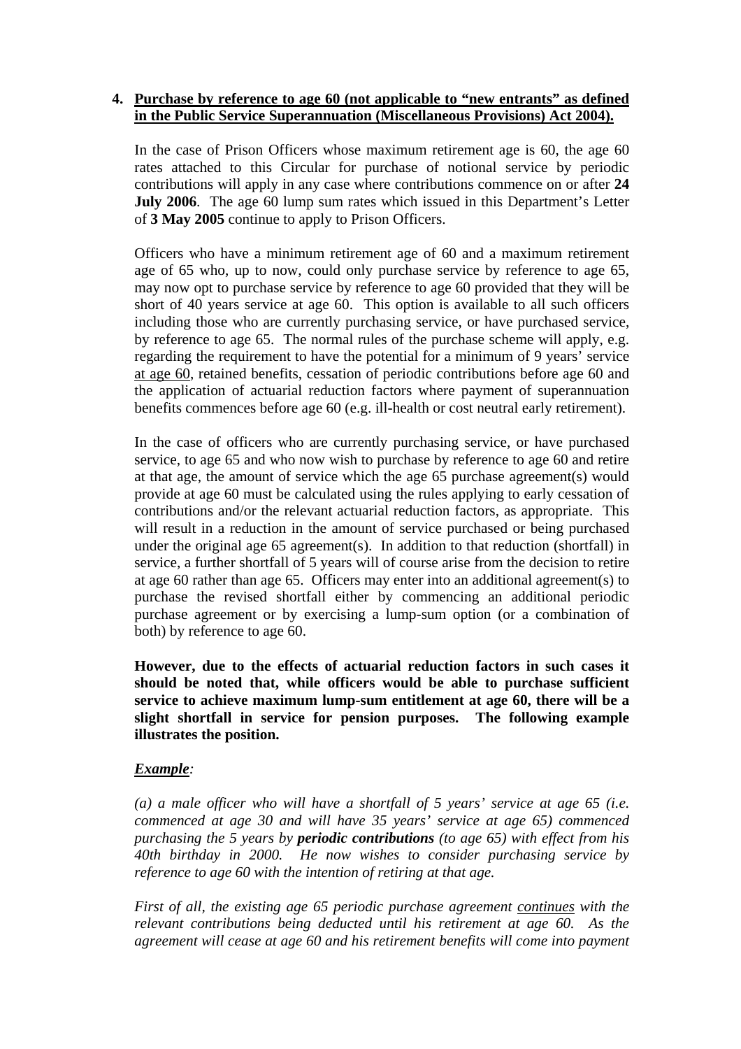**4. <u>Purchase by reference to age 60 (not applicable to "new entrants" as defined in the Public Service Superannuation (Miscellaneous Provisions) Act 2004).</u>**

In the case of Prison Officers whose maximum retirement age is 60, the age 60 rates attached to this Circular for purchase of notional service by periodic contributions will apply in any case where contributions commence on or after **24 July 2006**. The age 60 lump sum rates which issued in this Department's Letter of **3 May 2005** continue to apply to Prison Officers.

Officers who have a minimum retirement age of 60 and a maximum retirement age of 65 who, up to now, could only purchase service by reference to age 65, may now opt to purchase service by reference to age 60 provided that they will be short of 40 years service at age 60. This option is available to all such officers including those who are currently purchasing service, or have purchased service, by reference to age 65. The normal rules of the purchase scheme will apply, e.g. regarding the requirement to have the potential for a minimum of 9 years' service <u>at age 60</u>, retained benefits, cessation of periodic contributions before age 60 and the application of actuarial reduction factors where payment of superannuation benefits commences before age 60 (e.g. ill-health or cost neutral early retirement).

In the case of officers who are currently purchasing service, or have purchased service, to age 65 and who now wish to purchase by reference to age 60 and retire at that age, the amount of service which the age 65 purchase agreement(s) would provide at age 60 must be calculated using the rules applying to early cessation of contributions and/or the relevant actuarial reduction factors, as appropriate. This will result in a reduction in the amount of service purchased or being purchased under the original age 65 agreement(s). In addition to that reduction (shortfall) in service, a further shortfall of 5 years will of course arise from the decision to retire at age 60 rather than age 65. Officers may enter into an additional agreement(s) to purchase the revised shortfall either by commencing an additional periodic purchase agreement or by exercising a lump-sum option (or a combination of both) by reference to age 60.

**However, due to the effects of actuarial reduction factors in such cases it should be noted that, while officers would be able to purchase sufficient service to achieve maximum lump-sum entitlement at age 60, there will be a slight shortfall in service for pension purposes. The following example illustrates the position.**

***<u>Example</u>:***

*(a) a male officer who will have a shortfall of 5 years' service at age 65 (i.e. commenced at age 30 and will have 35 years' service at age 65) commenced purchasing the 5 years by **periodic contributions** (to age 65) with effect from his 40th birthday in 2000. He now wishes to consider purchasing service by reference to age 60 with the intention of retiring at that age.*

*First of all, the existing age 65 periodic purchase agreement <u>continues</u> with the relevant contributions being deducted until his retirement at age 60. As the agreement will cease at age 60 and his retirement benefits will come into payment*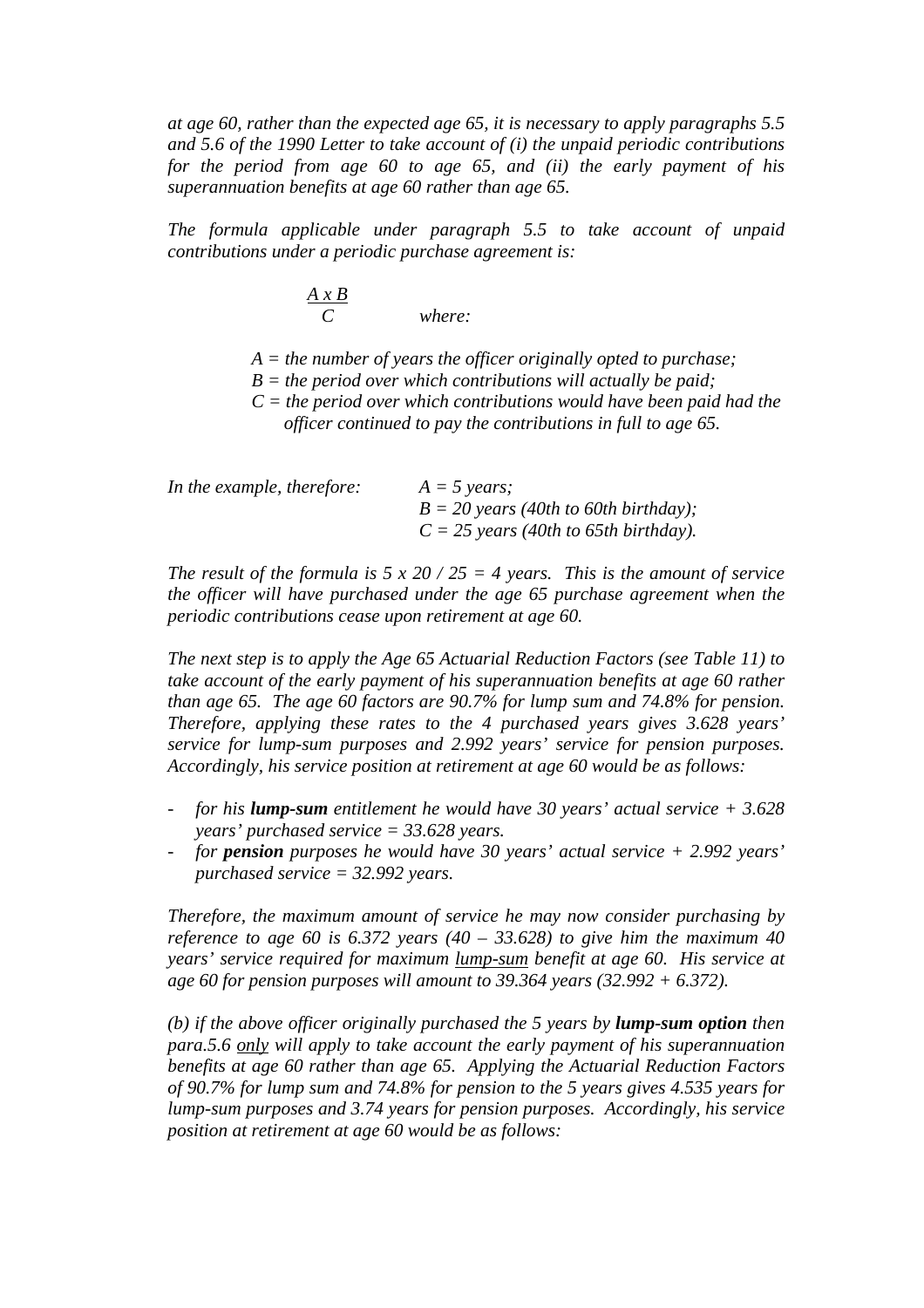*at age 60, rather than the expected age 65, it is necessary to apply paragraphs 5.5 and 5.6 of the 1990 Letter to take account of (i) the unpaid periodic contributions for the period from age 60 to age 65, and (ii) the early payment of his superannuation benefits at age 60 rather than age 65.*

*The formula applicable under paragraph 5.5 to take account of unpaid contributions under a periodic purchase agreement is:*

$$\frac{A \times B}{C}$$

*where:*

*A = the number of years the officer originally opted to purchase;*
*B = the period over which contributions will actually be paid;*
*C = the period over which contributions would have been paid had the officer continued to pay the contributions in full to age 65.*

*In the example, therefore:* *A = 5 years;*
*B = 20 years (40th to 60th birthday);*
*C = 25 years (40th to 65th birthday).*

*The result of the formula is 5 x 20 / 25 = 4 years. This is the amount of service the officer will have purchased under the age 65 purchase agreement when the periodic contributions cease upon retirement at age 60.*

*The next step is to apply the Age 65 Actuarial Reduction Factors (see Table 11) to take account of the early payment of his superannuation benefits at age 60 rather than age 65. The age 60 factors are 90.7% for lump sum and 74.8% for pension. Therefore, applying these rates to the 4 purchased years gives 3.628 years' service for lump-sum purposes and 2.992 years' service for pension purposes. Accordingly, his service position at retirement at age 60 would be as follows:*

- *for his **lump-sum** entitlement he would have 30 years' actual service + 3.628 years' purchased service = 33.628 years.*
- *for **pension** purposes he would have 30 years' actual service + 2.992 years' purchased service = 32.992 years.*

*Therefore, the maximum amount of service he may now consider purchasing by reference to age 60 is 6.372 years (40 – 33.628) to give him the maximum 40 years' service required for maximum <u>lump-sum</u> benefit at age 60. His service at age 60 for pension purposes will amount to 39.364 years (32.992 + 6.372).*

*(b) if the above officer originally purchased the 5 years by **lump-sum option** then para.5.6 <u>only</u> will apply to take account the early payment of his superannuation benefits at age 60 rather than age 65. Applying the Actuarial Reduction Factors of 90.7% for lump sum and 74.8% for pension to the 5 years gives 4.535 years for lump-sum purposes and 3.74 years for pension purposes. Accordingly, his service position at retirement at age 60 would be as follows:*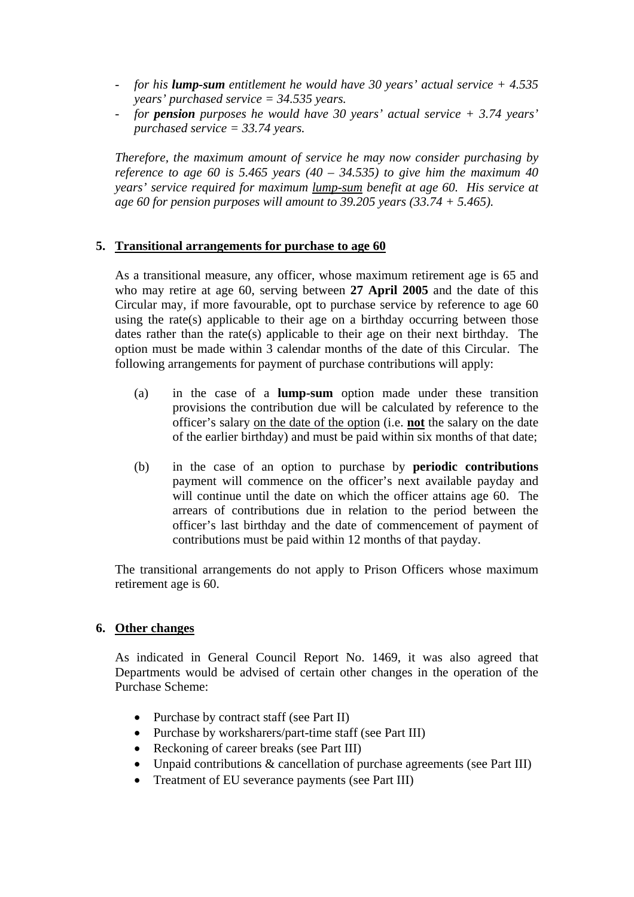- *for his **lump-sum** entitlement he would have 30 years' actual service + 4.535 years' purchased service = 34.535 years.*
- *for **pension** purposes he would have 30 years' actual service + 3.74 years' purchased service = 33.74 years.*

*Therefore, the maximum amount of service he may now consider purchasing by reference to age 60 is 5.465 years (40 – 34.535) to give him the maximum 40 years' service required for maximum lump-sum benefit at age 60. His service at age 60 for pension purposes will amount to 39.205 years (33.74 + 5.465).*

## 5. Transitional arrangements for purchase to age 60

As a transitional measure, any officer, whose maximum retirement age is 65 and who may retire at age 60, serving between **27 April 2005** and the date of this Circular may, if more favourable, opt to purchase service by reference to age 60 using the rate(s) applicable to their age on a birthday occurring between those dates rather than the rate(s) applicable to their age on their next birthday. The option must be made within 3 calendar months of the date of this Circular. The following arrangements for payment of purchase contributions will apply:

(a) in the case of a **lump-sum** option made under these transition provisions the contribution due will be calculated by reference to the officer's salary on the date of the option (i.e. **not** the salary on the date of the earlier birthday) and must be paid within six months of that date;

(b) in the case of an option to purchase by **periodic contributions** payment will commence on the officer's next available payday and will continue until the date on which the officer attains age 60. The arrears of contributions due in relation to the period between the officer's last birthday and the date of commencement of payment of contributions must be paid within 12 months of that payday.

The transitional arrangements do not apply to Prison Officers whose maximum retirement age is 60.

## 6. Other changes

As indicated in General Council Report No. 1469, it was also agreed that Departments would be advised of certain other changes in the operation of the Purchase Scheme:

- Purchase by contract staff (see Part II)
- Purchase by worksharers/part-time staff (see Part III)
- Reckoning of career breaks (see Part III)
- Unpaid contributions & cancellation of purchase agreements (see Part III)
- Treatment of EU severance payments (see Part III)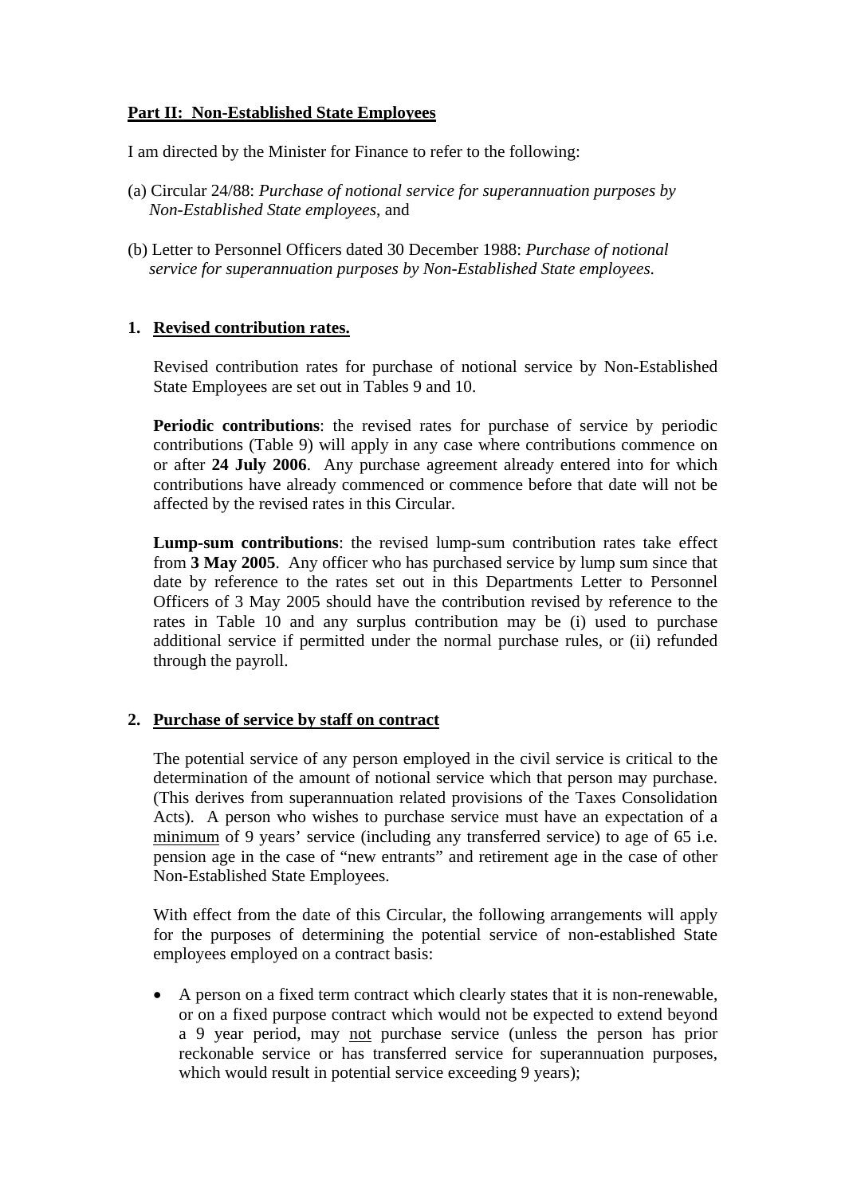## Part II: Non-Established State Employees

I am directed by the Minister for Finance to refer to the following:

(a) Circular 24/88: *Purchase of notional service for superannuation purposes by Non-Established State employees*, and

(b) Letter to Personnel Officers dated 30 December 1988: *Purchase of notional service for superannuation purposes by Non-Established State employees.*

### 1. Revised contribution rates.

Revised contribution rates for purchase of notional service by Non-Established State Employees are set out in Tables 9 and 10.

**Periodic contributions**: the revised rates for purchase of service by periodic contributions (Table 9) will apply in any case where contributions commence on or after **24 July 2006**. Any purchase agreement already entered into for which contributions have already commenced or commence before that date will not be affected by the revised rates in this Circular.

**Lump-sum contributions**: the revised lump-sum contribution rates take effect from **3 May 2005**. Any officer who has purchased service by lump sum since that date by reference to the rates set out in this Departments Letter to Personnel Officers of 3 May 2005 should have the contribution revised by reference to the rates in Table 10 and any surplus contribution may be (i) used to purchase additional service if permitted under the normal purchase rules, or (ii) refunded through the payroll.

### 2. Purchase of service by staff on contract

The potential service of any person employed in the civil service is critical to the determination of the amount of notional service which that person may purchase. (This derives from superannuation related provisions of the Taxes Consolidation Acts). A person who wishes to purchase service must have an expectation of a minimum of 9 years' service (including any transferred service) to age of 65 i.e. pension age in the case of "new entrants" and retirement age in the case of other Non-Established State Employees.

With effect from the date of this Circular, the following arrangements will apply for the purposes of determining the potential service of non-established State employees employed on a contract basis:

- A person on a fixed term contract which clearly states that it is non-renewable, or on a fixed purpose contract which would not be expected to extend beyond a 9 year period, may not purchase service (unless the person has prior reckonable service or has transferred service for superannuation purposes, which would result in potential service exceeding 9 years);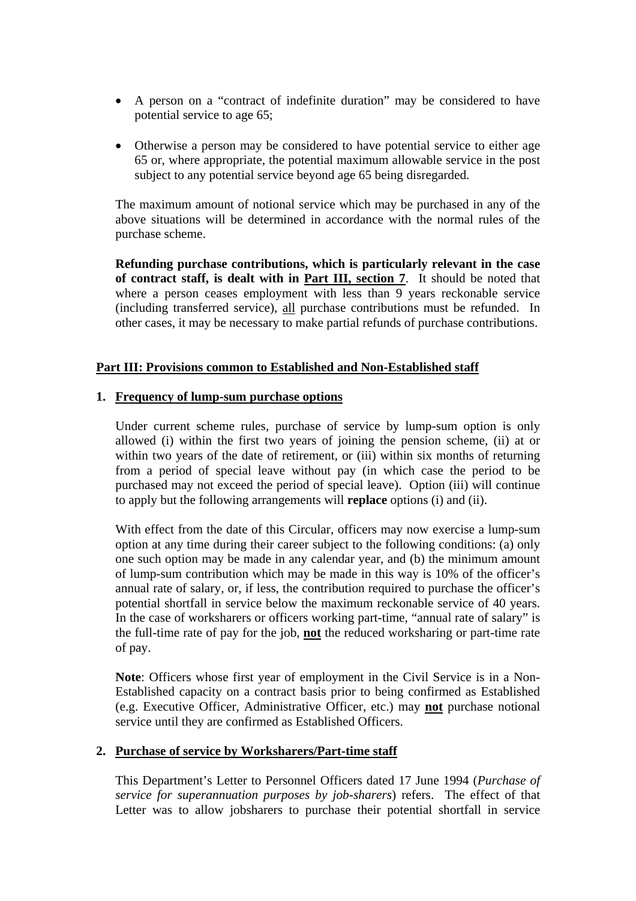- A person on a "contract of indefinite duration" may be considered to have potential service to age 65;

- Otherwise a person may be considered to have potential service to either age 65 or, where appropriate, the potential maximum allowable service in the post subject to any potential service beyond age 65 being disregarded.

The maximum amount of notional service which may be purchased in any of the above situations will be determined in accordance with the normal rules of the purchase scheme.

**Refunding purchase contributions, which is particularly relevant in the case of contract staff, is dealt with in Part III, section 7**. It should be noted that where a person ceases employment with less than 9 years reckonable service (including transferred service), all purchase contributions must be refunded. In other cases, it may be necessary to make partial refunds of purchase contributions.

## Part III: Provisions common to Established and Non-Established staff

### 1. Frequency of lump-sum purchase options

Under current scheme rules, purchase of service by lump-sum option is only allowed (i) within the first two years of joining the pension scheme, (ii) at or within two years of the date of retirement, or (iii) within six months of returning from a period of special leave without pay (in which case the period to be purchased may not exceed the period of special leave). Option (iii) will continue to apply but the following arrangements will **replace** options (i) and (ii).

With effect from the date of this Circular, officers may now exercise a lump-sum option at any time during their career subject to the following conditions: (a) only one such option may be made in any calendar year, and (b) the minimum amount of lump-sum contribution which may be made in this way is 10% of the officer's annual rate of salary, or, if less, the contribution required to purchase the officer's potential shortfall in service below the maximum reckonable service of 40 years. In the case of worksharers or officers working part-time, "annual rate of salary" is the full-time rate of pay for the job, **not** the reduced worksharing or part-time rate of pay.

**Note**: Officers whose first year of employment in the Civil Service is in a Non-Established capacity on a contract basis prior to being confirmed as Established (e.g. Executive Officer, Administrative Officer, etc.) may **not** purchase notional service until they are confirmed as Established Officers.

### 2. Purchase of service by Worksharers/Part-time staff

This Department's Letter to Personnel Officers dated 17 June 1994 (*Purchase of service for superannuation purposes by job-sharers*) refers. The effect of that Letter was to allow jobsharers to purchase their potential shortfall in service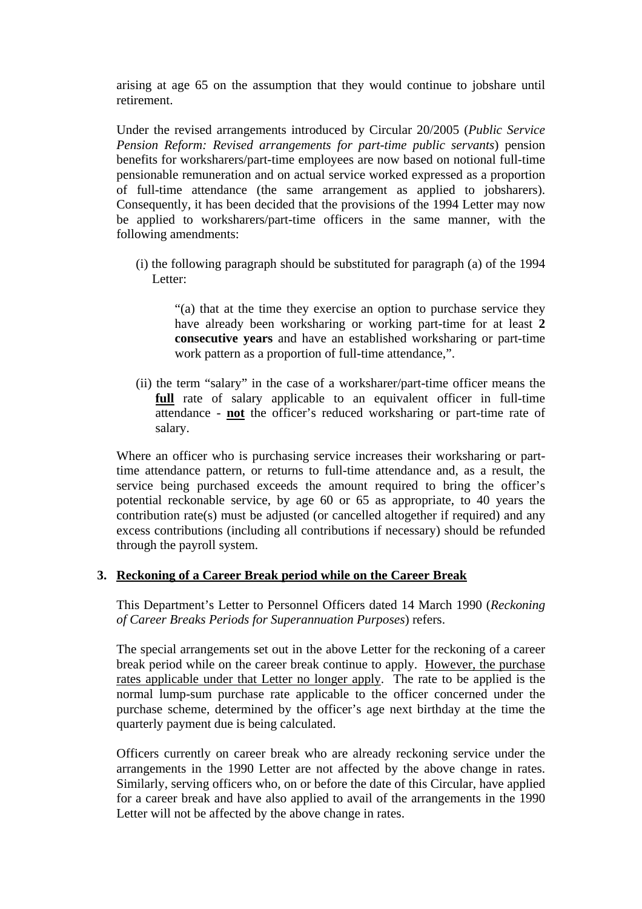arising at age 65 on the assumption that they would continue to jobshare until retirement.

Under the revised arrangements introduced by Circular 20/2005 (*Public Service Pension Reform: Revised arrangements for part-time public servants*) pension benefits for worksharers/part-time employees are now based on notional full-time pensionable remuneration and on actual service worked expressed as a proportion of full-time attendance (the same arrangement as applied to jobsharers). Consequently, it has been decided that the provisions of the 1994 Letter may now be applied to worksharers/part-time officers in the same manner, with the following amendments:

(i) the following paragraph should be substituted for paragraph (a) of the 1994 Letter:

> "(a) that at the time they exercise an option to purchase service they have already been worksharing or working part-time for at least **2 consecutive years** and have an established worksharing or part-time work pattern as a proportion of full-time attendance,".

(ii) the term "salary" in the case of a worksharer/part-time officer means the **full** rate of salary applicable to an equivalent officer in full-time attendance - **not** the officer's reduced worksharing or part-time rate of salary.

Where an officer who is purchasing service increases their worksharing or part-time attendance pattern, or returns to full-time attendance and, as a result, the service being purchased exceeds the amount required to bring the officer's potential reckonable service, by age 60 or 65 as appropriate, to 40 years the contribution rate(s) must be adjusted (or cancelled altogether if required) and any excess contributions (including all contributions if necessary) should be refunded through the payroll system.

## 3. Reckoning of a Career Break period while on the Career Break

This Department's Letter to Personnel Officers dated 14 March 1990 (*Reckoning of Career Breaks Periods for Superannuation Purposes*) refers.

The special arrangements set out in the above Letter for the reckoning of a career break period while on the career break continue to apply. However, the purchase rates applicable under that Letter no longer apply. The rate to be applied is the normal lump-sum purchase rate applicable to the officer concerned under the purchase scheme, determined by the officer's age next birthday at the time the quarterly payment due is being calculated.

Officers currently on career break who are already reckoning service under the arrangements in the 1990 Letter are not affected by the above change in rates. Similarly, serving officers who, on or before the date of this Circular, have applied for a career break and have also applied to avail of the arrangements in the 1990 Letter will not be affected by the above change in rates.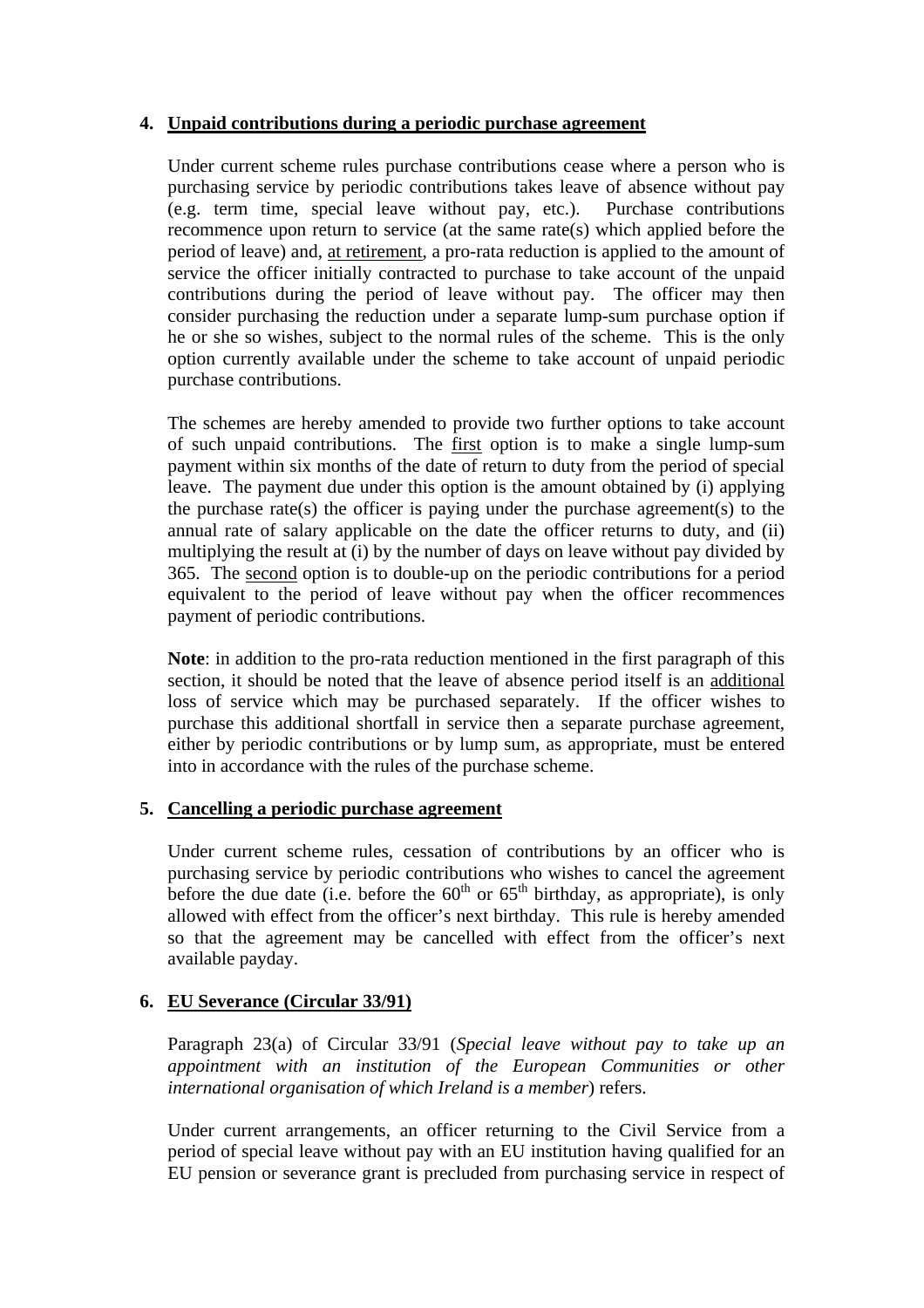## 4. Unpaid contributions during a periodic purchase agreement

Under current scheme rules purchase contributions cease where a person who is purchasing service by periodic contributions takes leave of absence without pay (e.g. term time, special leave without pay, etc.). Purchase contributions recommence upon return to service (at the same rate(s) which applied before the period of leave) and, at retirement, a pro-rata reduction is applied to the amount of service the officer initially contracted to purchase to take account of the unpaid contributions during the period of leave without pay. The officer may then consider purchasing the reduction under a separate lump-sum purchase option if he or she so wishes, subject to the normal rules of the scheme. This is the only option currently available under the scheme to take account of unpaid periodic purchase contributions.

The schemes are hereby amended to provide two further options to take account of such unpaid contributions. The first option is to make a single lump-sum payment within six months of the date of return to duty from the period of special leave. The payment due under this option is the amount obtained by (i) applying the purchase rate(s) the officer is paying under the purchase agreement(s) to the annual rate of salary applicable on the date the officer returns to duty, and (ii) multiplying the result at (i) by the number of days on leave without pay divided by 365. The second option is to double-up on the periodic contributions for a period equivalent to the period of leave without pay when the officer recommences payment of periodic contributions.

**Note**: in addition to the pro-rata reduction mentioned in the first paragraph of this section, it should be noted that the leave of absence period itself is an additional loss of service which may be purchased separately. If the officer wishes to purchase this additional shortfall in service then a separate purchase agreement, either by periodic contributions or by lump sum, as appropriate, must be entered into in accordance with the rules of the purchase scheme.

## 5. Cancelling a periodic purchase agreement

Under current scheme rules, cessation of contributions by an officer who is purchasing service by periodic contributions who wishes to cancel the agreement before the due date (i.e. before the 60th or 65th birthday, as appropriate), is only allowed with effect from the officer's next birthday. This rule is hereby amended so that the agreement may be cancelled with effect from the officer's next available payday.

## 6. EU Severance (Circular 33/91)

Paragraph 23(a) of Circular 33/91 (*Special leave without pay to take up an appointment with an institution of the European Communities or other international organisation of which Ireland is a member*) refers.

Under current arrangements, an officer returning to the Civil Service from a period of special leave without pay with an EU institution having qualified for an EU pension or severance grant is precluded from purchasing service in respect of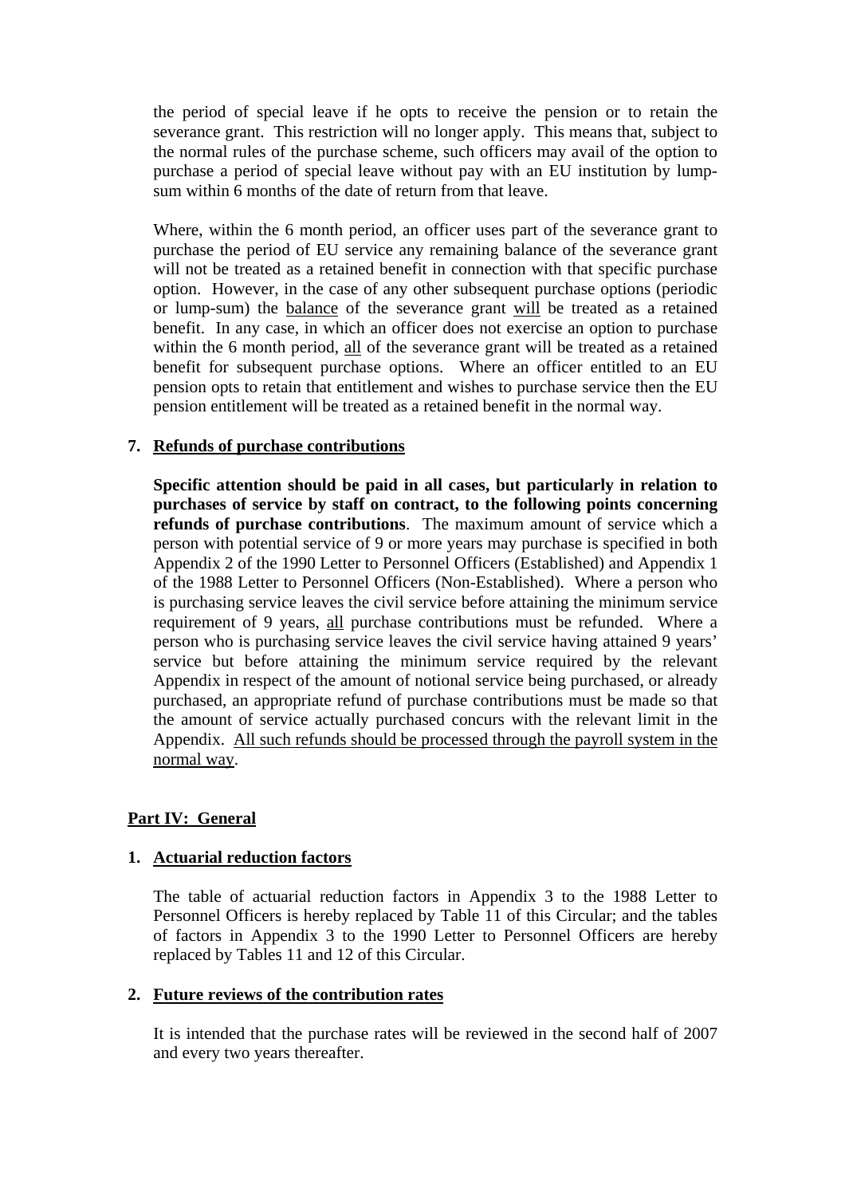the period of special leave if he opts to receive the pension or to retain the severance grant. This restriction will no longer apply. This means that, subject to the normal rules of the purchase scheme, such officers may avail of the option to purchase a period of special leave without pay with an EU institution by lump-sum within 6 months of the date of return from that leave.

Where, within the 6 month period, an officer uses part of the severance grant to purchase the period of EU service any remaining balance of the severance grant will not be treated as a retained benefit in connection with that specific purchase option. However, in the case of any other subsequent purchase options (periodic or lump-sum) the <u>balance</u> of the severance grant <u>will</u> be treated as a retained benefit. In any case, in which an officer does not exercise an option to purchase within the 6 month period, <u>all</u> of the severance grant will be treated as a retained benefit for subsequent purchase options. Where an officer entitled to an EU pension opts to retain that entitlement and wishes to purchase service then the EU pension entitlement will be treated as a retained benefit in the normal way.

**7. <u>Refunds of purchase contributions</u>**

**Specific attention should be paid in all cases, but particularly in relation to purchases of service by staff on contract, to the following points concerning refunds of purchase contributions**. The maximum amount of service which a person with potential service of 9 or more years may purchase is specified in both Appendix 2 of the 1990 Letter to Personnel Officers (Established) and Appendix 1 of the 1988 Letter to Personnel Officers (Non-Established). Where a person who is purchasing service leaves the civil service before attaining the minimum service requirement of 9 years, <u>all</u> purchase contributions must be refunded. Where a person who is purchasing service leaves the civil service having attained 9 years' service but before attaining the minimum service required by the relevant Appendix in respect of the amount of notional service being purchased, or already purchased, an appropriate refund of purchase contributions must be made so that the amount of service actually purchased concurs with the relevant limit in the Appendix. <u>All such refunds should be processed through the payroll system in the normal way</u>.

## <u>Part IV: General</u>

**1. <u>Actuarial reduction factors</u>**

The table of actuarial reduction factors in Appendix 3 to the 1988 Letter to Personnel Officers is hereby replaced by Table 11 of this Circular; and the tables of factors in Appendix 3 to the 1990 Letter to Personnel Officers are hereby replaced by Tables 11 and 12 of this Circular.

**2. <u>Future reviews of the contribution rates</u>**

It is intended that the purchase rates will be reviewed in the second half of 2007 and every two years thereafter.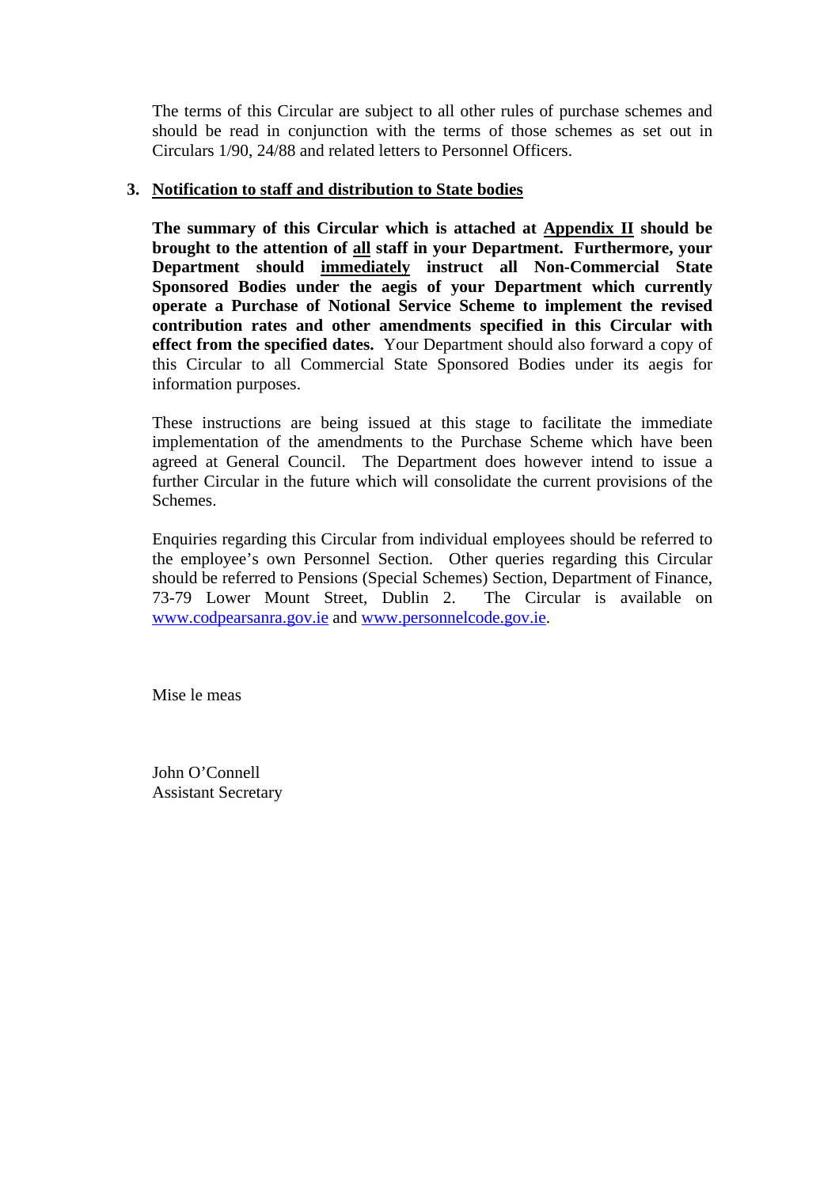The terms of this Circular are subject to all other rules of purchase schemes and should be read in conjunction with the terms of those schemes as set out in Circulars 1/90, 24/88 and related letters to Personnel Officers.

### 3. Notification to staff and distribution to State bodies

**The summary of this Circular which is attached at Appendix II should be brought to the attention of all staff in your Department. Furthermore, your Department should immediately instruct all Non-Commercial State Sponsored Bodies under the aegis of your Department which currently operate a Purchase of Notional Service Scheme to implement the revised contribution rates and other amendments specified in this Circular with effect from the specified dates.** Your Department should also forward a copy of this Circular to all Commercial State Sponsored Bodies under its aegis for information purposes.

These instructions are being issued at this stage to facilitate the immediate implementation of the amendments to the Purchase Scheme which have been agreed at General Council. The Department does however intend to issue a further Circular in the future which will consolidate the current provisions of the Schemes.

Enquiries regarding this Circular from individual employees should be referred to the employee's own Personnel Section. Other queries regarding this Circular should be referred to Pensions (Special Schemes) Section, Department of Finance, 73-79 Lower Mount Street, Dublin 2. The Circular is available on www.codpearsanra.gov.ie and www.personnelcode.gov.ie.

Mise le meas

John O'Connell
Assistant Secretary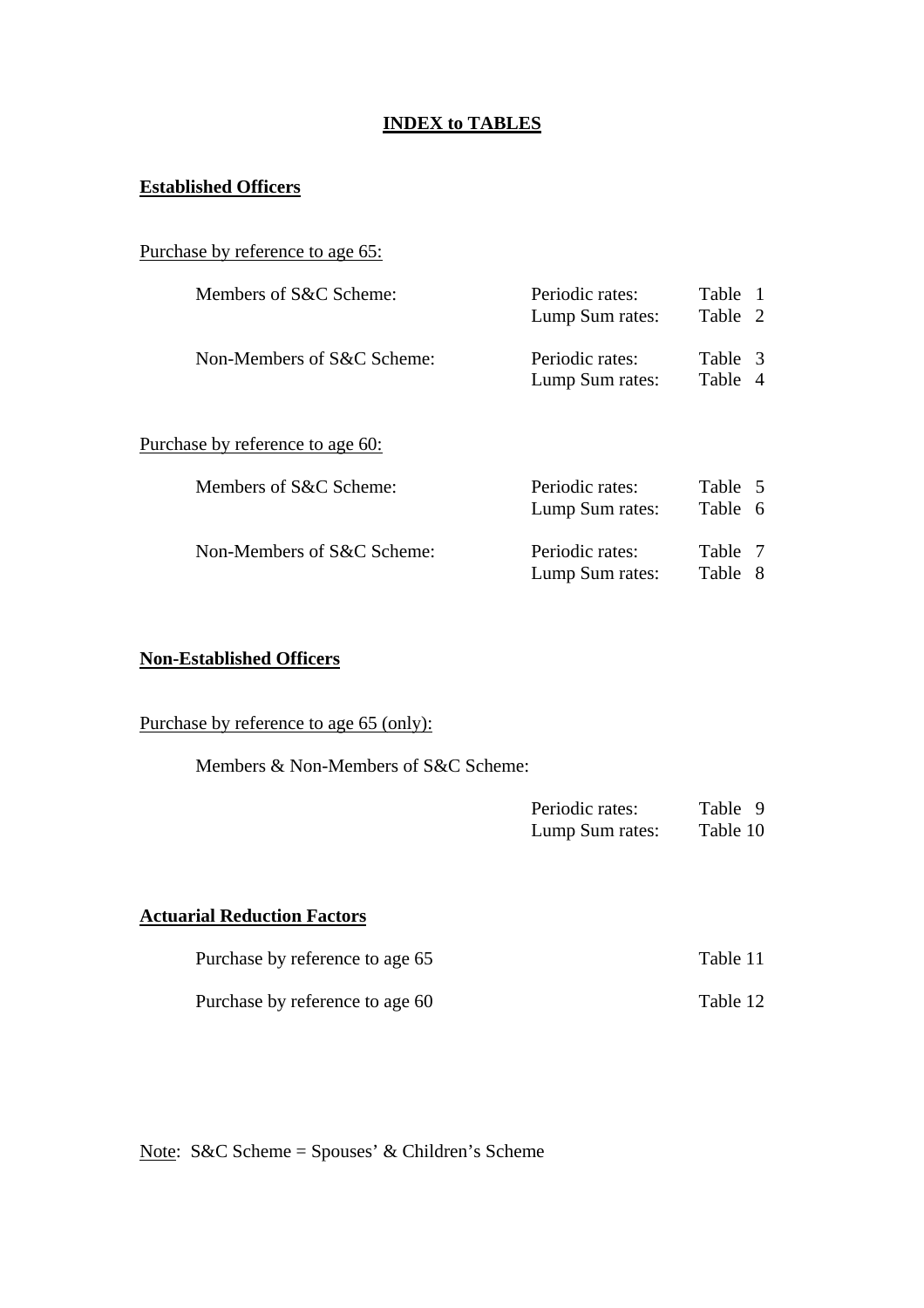# INDEX to TABLES

## Established Officers

Purchase by reference to age 65:

| | | |
|---|---|---|
| Members of S&C Scheme: | Periodic rates: | Table 1 |
| | Lump Sum rates: | Table 2 |
| Non-Members of S&C Scheme: | Periodic rates: | Table 3 |
| | Lump Sum rates: | Table 4 |

Purchase by reference to age 60:

| | | |
|---|---|---|
| Members of S&C Scheme: | Periodic rates: | Table 5 |
| | Lump Sum rates: | Table 6 |
| Non-Members of S&C Scheme: | Periodic rates: | Table 7 |
| | Lump Sum rates: | Table 8 |

## Non-Established Officers

Purchase by reference to age 65 (only):

Members & Non-Members of S&C Scheme:

| | |
|---|---|
| Periodic rates: | Table 9 |
| Lump Sum rates: | Table 10 |

## Actuarial Reduction Factors

| | |
|---|---|
| Purchase by reference to age 65 | Table 11 |
| Purchase by reference to age 60 | Table 12 |

Note: S&C Scheme = Spouses' & Children's Scheme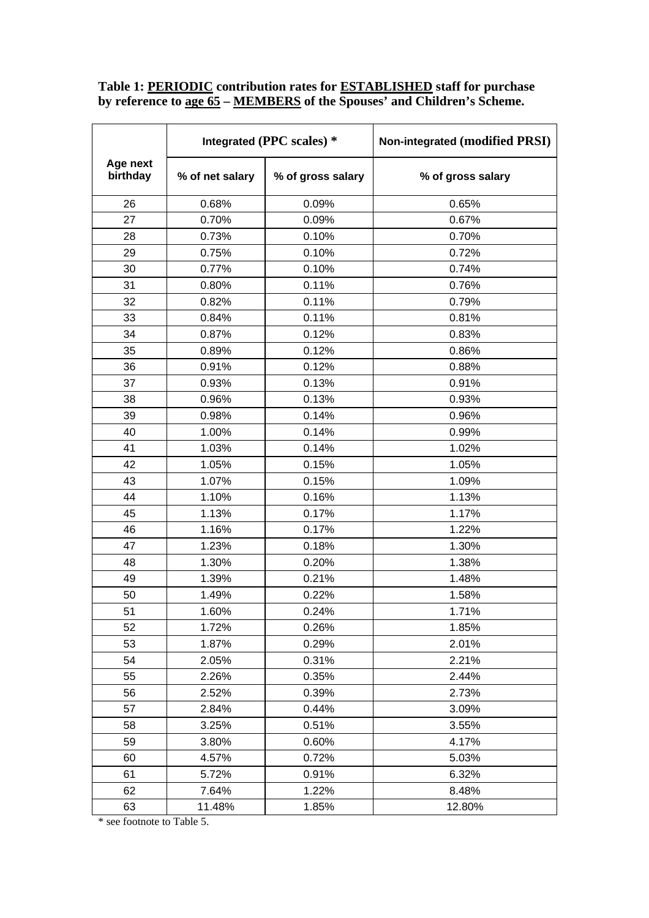**Table 1: <u>PERIODIC</u> contribution rates for <u>ESTABLISHED</u> staff for purchase by reference to <u>age 65</u> – <u>MEMBERS</u> of the Spouses' and Children's Scheme.**

| Age next birthday | Integrated (PPC scales) * | | Non-integrated (modified PRSI) |
|---|---|---|---|
| | % of net salary | % of gross salary | % of gross salary |
| 26 | 0.68% | 0.09% | 0.65% |
| 27 | 0.70% | 0.09% | 0.67% |
| 28 | 0.73% | 0.10% | 0.70% |
| 29 | 0.75% | 0.10% | 0.72% |
| 30 | 0.77% | 0.10% | 0.74% |
| 31 | 0.80% | 0.11% | 0.76% |
| 32 | 0.82% | 0.11% | 0.79% |
| 33 | 0.84% | 0.11% | 0.81% |
| 34 | 0.87% | 0.12% | 0.83% |
| 35 | 0.89% | 0.12% | 0.86% |
| 36 | 0.91% | 0.12% | 0.88% |
| 37 | 0.93% | 0.13% | 0.91% |
| 38 | 0.96% | 0.13% | 0.93% |
| 39 | 0.98% | 0.14% | 0.96% |
| 40 | 1.00% | 0.14% | 0.99% |
| 41 | 1.03% | 0.14% | 1.02% |
| 42 | 1.05% | 0.15% | 1.05% |
| 43 | 1.07% | 0.15% | 1.09% |
| 44 | 1.10% | 0.16% | 1.13% |
| 45 | 1.13% | 0.17% | 1.17% |
| 46 | 1.16% | 0.17% | 1.22% |
| 47 | 1.23% | 0.18% | 1.30% |
| 48 | 1.30% | 0.20% | 1.38% |
| 49 | 1.39% | 0.21% | 1.48% |
| 50 | 1.49% | 0.22% | 1.58% |
| 51 | 1.60% | 0.24% | 1.71% |
| 52 | 1.72% | 0.26% | 1.85% |
| 53 | 1.87% | 0.29% | 2.01% |
| 54 | 2.05% | 0.31% | 2.21% |
| 55 | 2.26% | 0.35% | 2.44% |
| 56 | 2.52% | 0.39% | 2.73% |
| 57 | 2.84% | 0.44% | 3.09% |
| 58 | 3.25% | 0.51% | 3.55% |
| 59 | 3.80% | 0.60% | 4.17% |
| 60 | 4.57% | 0.72% | 5.03% |
| 61 | 5.72% | 0.91% | 6.32% |
| 62 | 7.64% | 1.22% | 8.48% |
| 63 | 11.48% | 1.85% | 12.80% |

* see footnote to Table 5.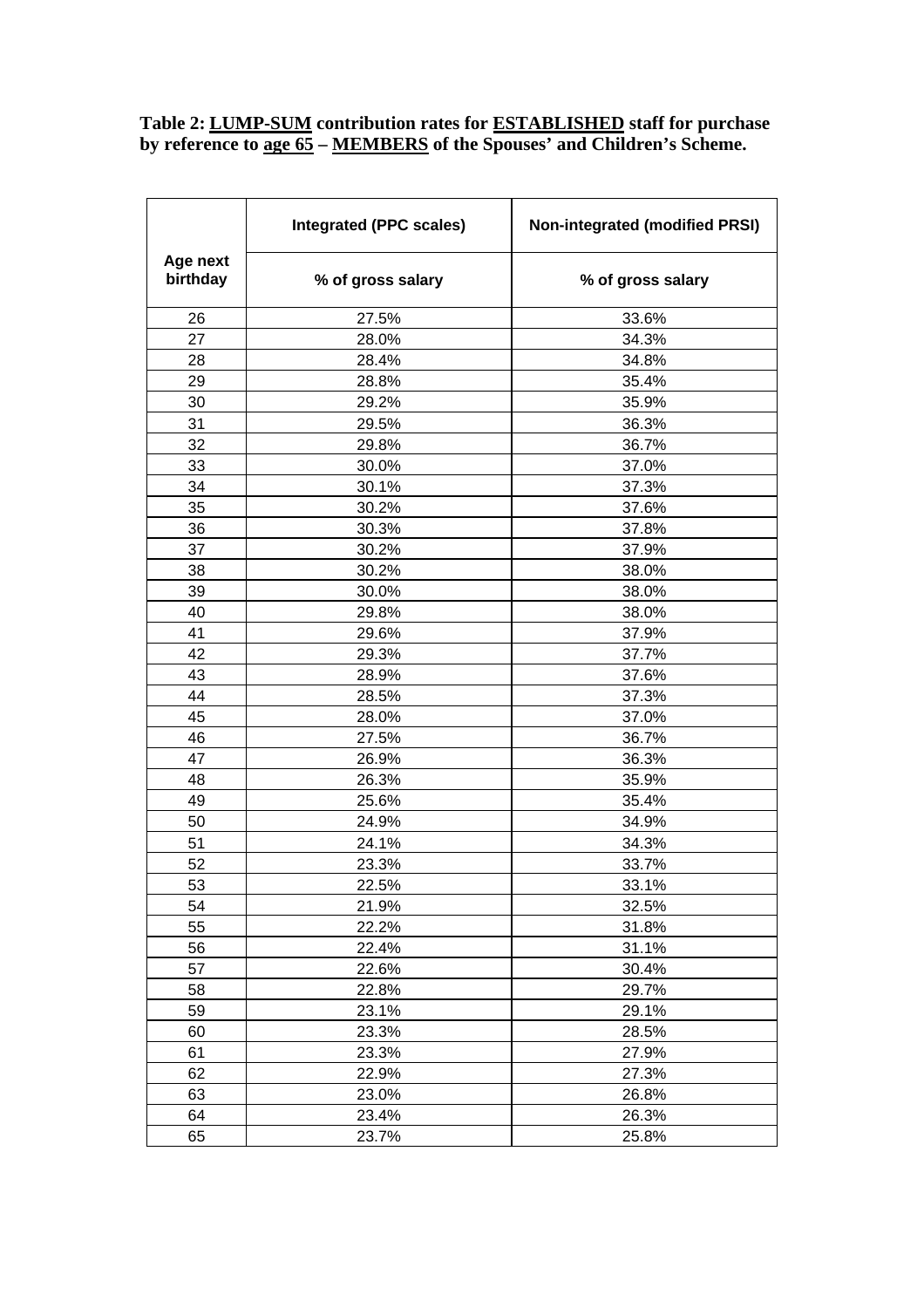**Table 2: <u>LUMP-SUM</u> contribution rates for <u>ESTABLISHED</u> staff for purchase by reference to <u>age 65</u> – <u>MEMBERS</u> of the Spouses' and Children's Scheme.**

| Age next birthday | Integrated (PPC scales) | Non-integrated (modified PRSI) |
|---|---|---|
| | % of gross salary | % of gross salary |
| 26 | 27.5% | 33.6% |
| 27 | 28.0% | 34.3% |
| 28 | 28.4% | 34.8% |
| 29 | 28.8% | 35.4% |
| 30 | 29.2% | 35.9% |
| 31 | 29.5% | 36.3% |
| 32 | 29.8% | 36.7% |
| 33 | 30.0% | 37.0% |
| 34 | 30.1% | 37.3% |
| 35 | 30.2% | 37.6% |
| 36 | 30.3% | 37.8% |
| 37 | 30.2% | 37.9% |
| 38 | 30.2% | 38.0% |
| 39 | 30.0% | 38.0% |
| 40 | 29.8% | 38.0% |
| 41 | 29.6% | 37.9% |
| 42 | 29.3% | 37.7% |
| 43 | 28.9% | 37.6% |
| 44 | 28.5% | 37.3% |
| 45 | 28.0% | 37.0% |
| 46 | 27.5% | 36.7% |
| 47 | 26.9% | 36.3% |
| 48 | 26.3% | 35.9% |
| 49 | 25.6% | 35.4% |
| 50 | 24.9% | 34.9% |
| 51 | 24.1% | 34.3% |
| 52 | 23.3% | 33.7% |
| 53 | 22.5% | 33.1% |
| 54 | 21.9% | 32.5% |
| 55 | 22.2% | 31.8% |
| 56 | 22.4% | 31.1% |
| 57 | 22.6% | 30.4% |
| 58 | 22.8% | 29.7% |
| 59 | 23.1% | 29.1% |
| 60 | 23.3% | 28.5% |
| 61 | 23.3% | 27.9% |
| 62 | 22.9% | 27.3% |
| 63 | 23.0% | 26.8% |
| 64 | 23.4% | 26.3% |
| 65 | 23.7% | 25.8% |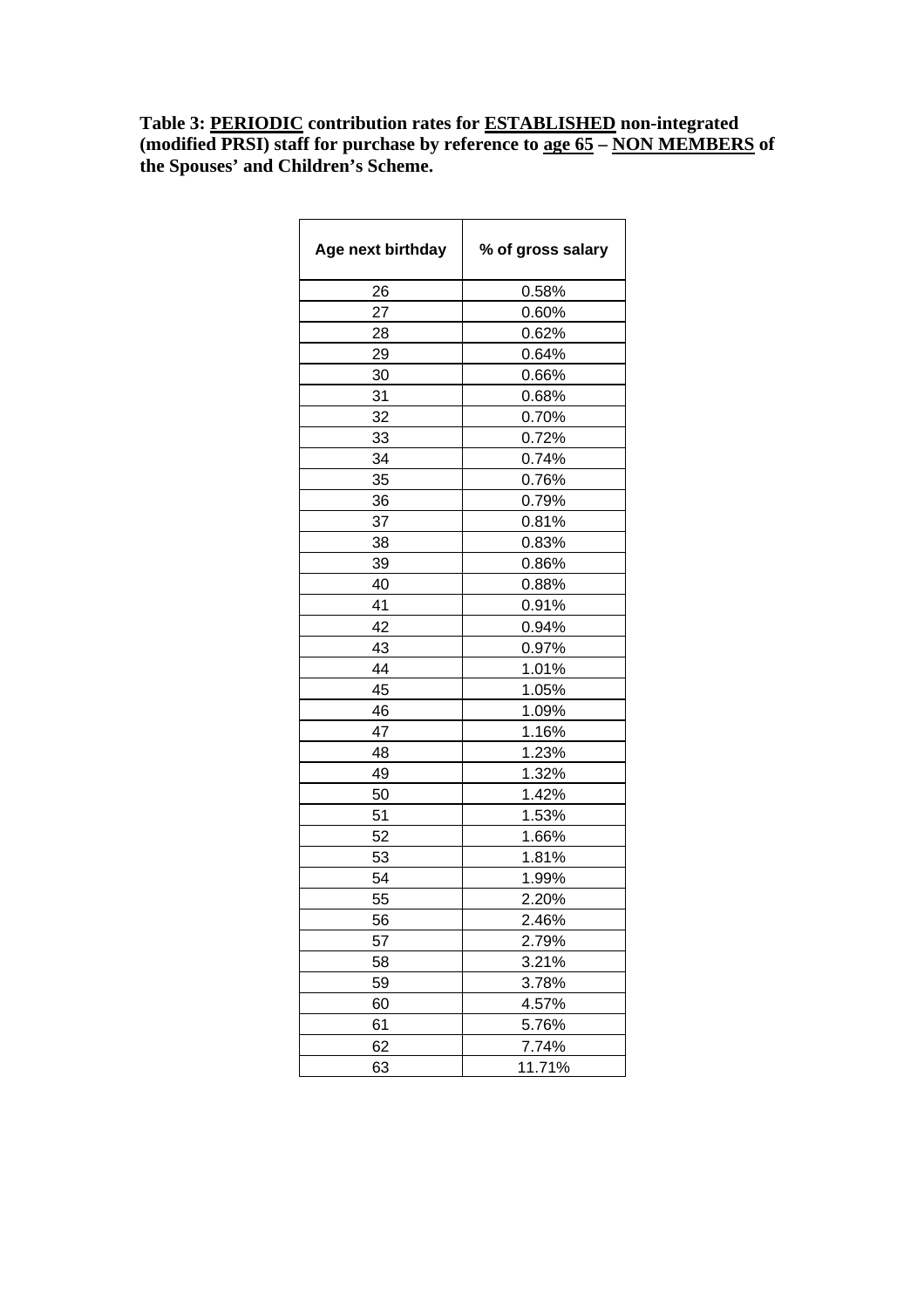**Table 3: PERIODIC contribution rates for ESTABLISHED non-integrated (modified PRSI) staff for purchase by reference to age 65 – NON MEMBERS of the Spouses' and Children's Scheme.**

| Age next birthday | % of gross salary |
|---|---|
| 26 | 0.58% |
| 27 | 0.60% |
| 28 | 0.62% |
| 29 | 0.64% |
| 30 | 0.66% |
| 31 | 0.68% |
| 32 | 0.70% |
| 33 | 0.72% |
| 34 | 0.74% |
| 35 | 0.76% |
| 36 | 0.79% |
| 37 | 0.81% |
| 38 | 0.83% |
| 39 | 0.86% |
| 40 | 0.88% |
| 41 | 0.91% |
| 42 | 0.94% |
| 43 | 0.97% |
| 44 | 1.01% |
| 45 | 1.05% |
| 46 | 1.09% |
| 47 | 1.16% |
| 48 | 1.23% |
| 49 | 1.32% |
| 50 | 1.42% |
| 51 | 1.53% |
| 52 | 1.66% |
| 53 | 1.81% |
| 54 | 1.99% |
| 55 | 2.20% |
| 56 | 2.46% |
| 57 | 2.79% |
| 58 | 3.21% |
| 59 | 3.78% |
| 60 | 4.57% |
| 61 | 5.76% |
| 62 | 7.74% |
| 63 | 11.71% |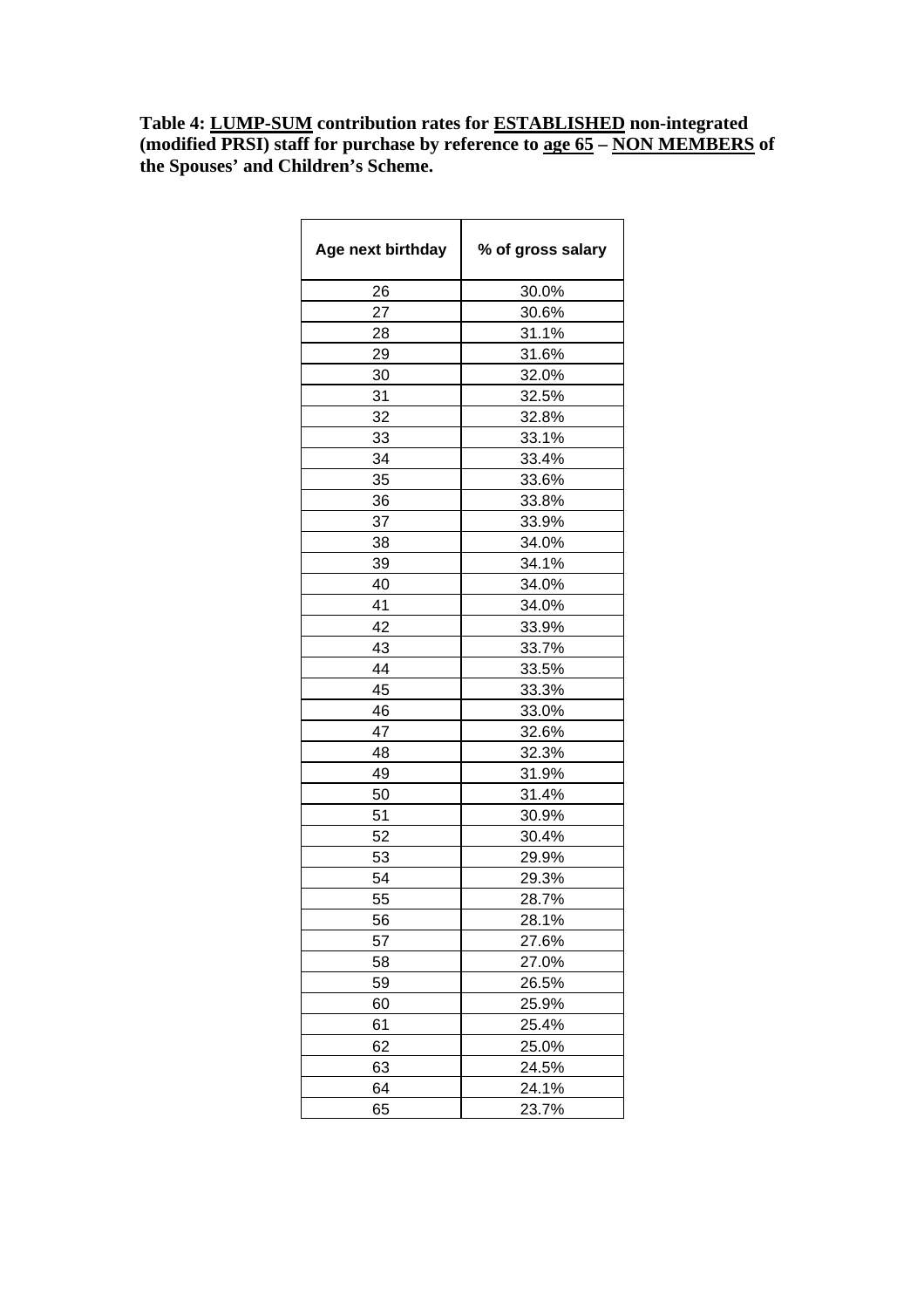**Table 4: LUMP-SUM contribution rates for ESTABLISHED non-integrated (modified PRSI) staff for purchase by reference to age 65 – NON MEMBERS of the Spouses' and Children's Scheme.**

| Age next birthday | % of gross salary |
|---|---|
| 26 | 30.0% |
| 27 | 30.6% |
| 28 | 31.1% |
| 29 | 31.6% |
| 30 | 32.0% |
| 31 | 32.5% |
| 32 | 32.8% |
| 33 | 33.1% |
| 34 | 33.4% |
| 35 | 33.6% |
| 36 | 33.8% |
| 37 | 33.9% |
| 38 | 34.0% |
| 39 | 34.1% |
| 40 | 34.0% |
| 41 | 34.0% |
| 42 | 33.9% |
| 43 | 33.7% |
| 44 | 33.5% |
| 45 | 33.3% |
| 46 | 33.0% |
| 47 | 32.6% |
| 48 | 32.3% |
| 49 | 31.9% |
| 50 | 31.4% |
| 51 | 30.9% |
| 52 | 30.4% |
| 53 | 29.9% |
| 54 | 29.3% |
| 55 | 28.7% |
| 56 | 28.1% |
| 57 | 27.6% |
| 58 | 27.0% |
| 59 | 26.5% |
| 60 | 25.9% |
| 61 | 25.4% |
| 62 | 25.0% |
| 63 | 24.5% |
| 64 | 24.1% |
| 65 | 23.7% |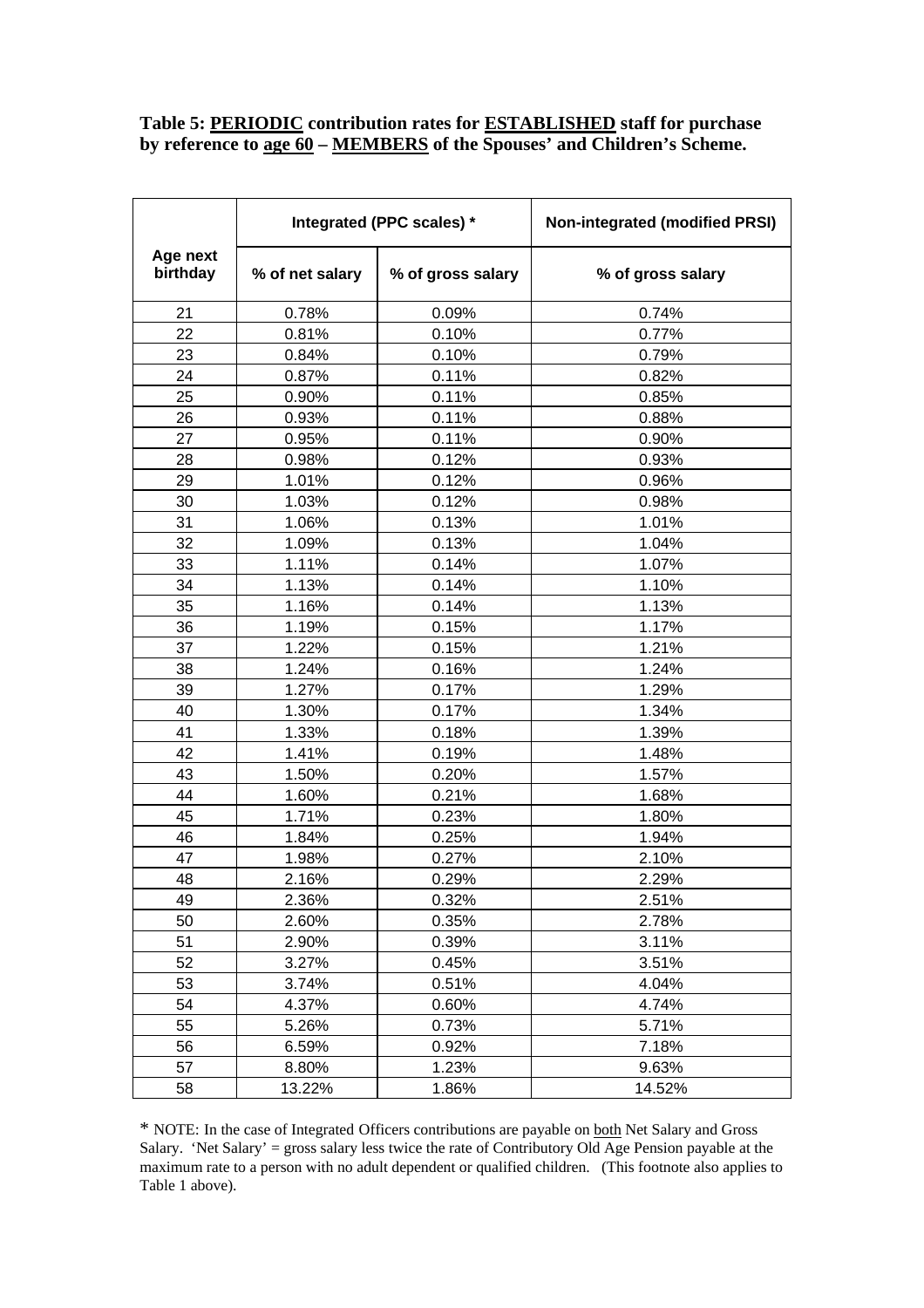**Table 5: <u>PERIODIC</u> contribution rates for <u>ESTABLISHED</u> staff for purchase by reference to <u>age 60</u> – <u>MEMBERS</u> of the Spouses' and Children's Scheme.**

| Age next birthday | Integrated (PPC scales) * | | Non-integrated (modified PRSI) |
|---|---|---|---|
| | % of net salary | % of gross salary | % of gross salary |
| 21 | 0.78% | 0.09% | 0.74% |
| 22 | 0.81% | 0.10% | 0.77% |
| 23 | 0.84% | 0.10% | 0.79% |
| 24 | 0.87% | 0.11% | 0.82% |
| 25 | 0.90% | 0.11% | 0.85% |
| 26 | 0.93% | 0.11% | 0.88% |
| 27 | 0.95% | 0.11% | 0.90% |
| 28 | 0.98% | 0.12% | 0.93% |
| 29 | 1.01% | 0.12% | 0.96% |
| 30 | 1.03% | 0.12% | 0.98% |
| 31 | 1.06% | 0.13% | 1.01% |
| 32 | 1.09% | 0.13% | 1.04% |
| 33 | 1.11% | 0.14% | 1.07% |
| 34 | 1.13% | 0.14% | 1.10% |
| 35 | 1.16% | 0.14% | 1.13% |
| 36 | 1.19% | 0.15% | 1.17% |
| 37 | 1.22% | 0.15% | 1.21% |
| 38 | 1.24% | 0.16% | 1.24% |
| 39 | 1.27% | 0.17% | 1.29% |
| 40 | 1.30% | 0.17% | 1.34% |
| 41 | 1.33% | 0.18% | 1.39% |
| 42 | 1.41% | 0.19% | 1.48% |
| 43 | 1.50% | 0.20% | 1.57% |
| 44 | 1.60% | 0.21% | 1.68% |
| 45 | 1.71% | 0.23% | 1.80% |
| 46 | 1.84% | 0.25% | 1.94% |
| 47 | 1.98% | 0.27% | 2.10% |
| 48 | 2.16% | 0.29% | 2.29% |
| 49 | 2.36% | 0.32% | 2.51% |
| 50 | 2.60% | 0.35% | 2.78% |
| 51 | 2.90% | 0.39% | 3.11% |
| 52 | 3.27% | 0.45% | 3.51% |
| 53 | 3.74% | 0.51% | 4.04% |
| 54 | 4.37% | 0.60% | 4.74% |
| 55 | 5.26% | 0.73% | 5.71% |
| 56 | 6.59% | 0.92% | 7.18% |
| 57 | 8.80% | 1.23% | 9.63% |
| 58 | 13.22% | 1.86% | 14.52% |

* NOTE: In the case of Integrated Officers contributions are payable on <u>both</u> Net Salary and Gross Salary. 'Net Salary' = gross salary less twice the rate of Contributory Old Age Pension payable at the maximum rate to a person with no adult dependent or qualified children. (This footnote also applies to Table 1 above).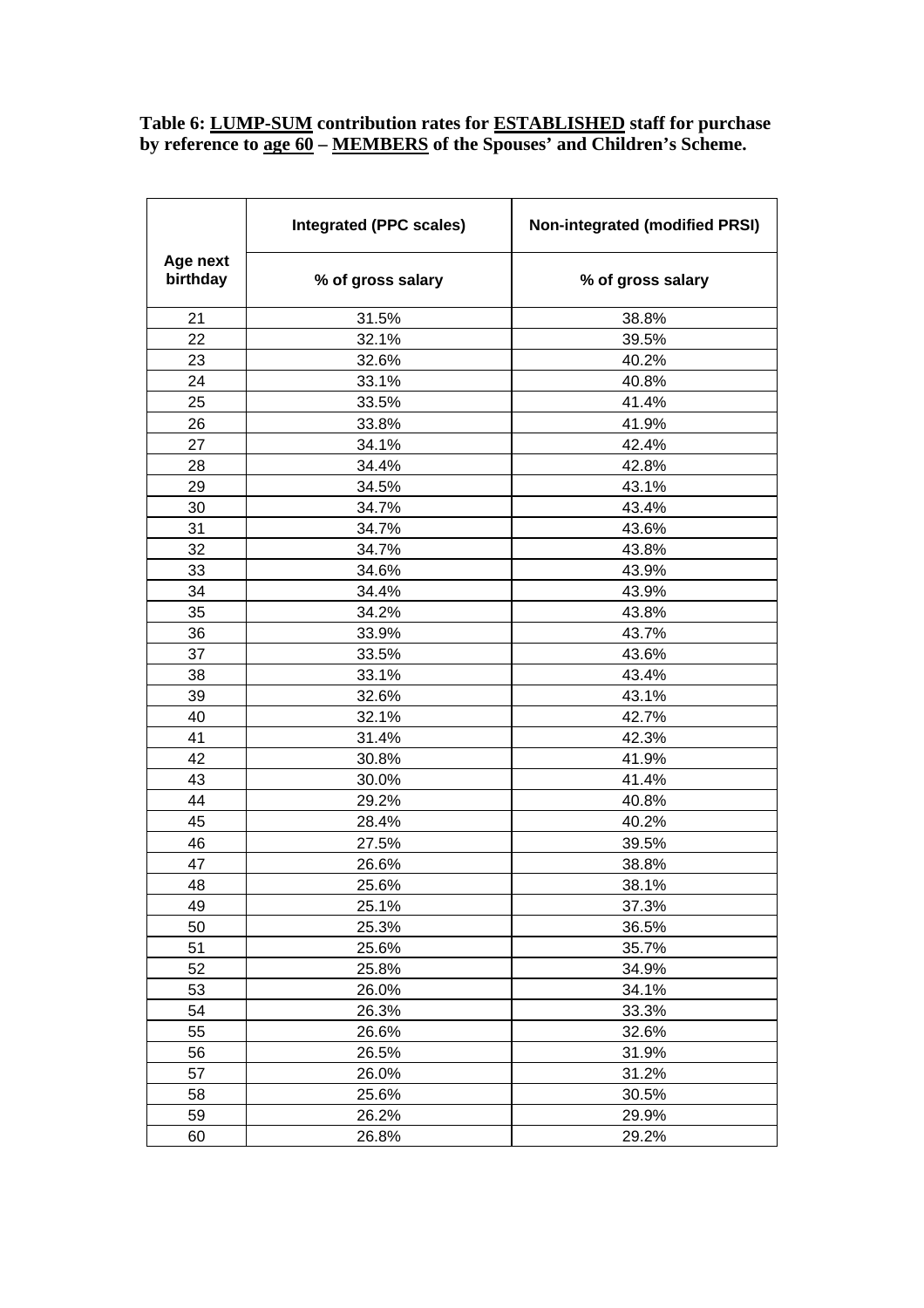**Table 6: LUMP-SUM contribution rates for ESTABLISHED staff for purchase by reference to age 60 – MEMBERS of the Spouses' and Children's Scheme.**

| Age next birthday | Integrated (PPC scales) | Non-integrated (modified PRSI) |
|---|---|---|
| | % of gross salary | % of gross salary |
| 21 | 31.5% | 38.8% |
| 22 | 32.1% | 39.5% |
| 23 | 32.6% | 40.2% |
| 24 | 33.1% | 40.8% |
| 25 | 33.5% | 41.4% |
| 26 | 33.8% | 41.9% |
| 27 | 34.1% | 42.4% |
| 28 | 34.4% | 42.8% |
| 29 | 34.5% | 43.1% |
| 30 | 34.7% | 43.4% |
| 31 | 34.7% | 43.6% |
| 32 | 34.7% | 43.8% |
| 33 | 34.6% | 43.9% |
| 34 | 34.4% | 43.9% |
| 35 | 34.2% | 43.8% |
| 36 | 33.9% | 43.7% |
| 37 | 33.5% | 43.6% |
| 38 | 33.1% | 43.4% |
| 39 | 32.6% | 43.1% |
| 40 | 32.1% | 42.7% |
| 41 | 31.4% | 42.3% |
| 42 | 30.8% | 41.9% |
| 43 | 30.0% | 41.4% |
| 44 | 29.2% | 40.8% |
| 45 | 28.4% | 40.2% |
| 46 | 27.5% | 39.5% |
| 47 | 26.6% | 38.8% |
| 48 | 25.6% | 38.1% |
| 49 | 25.1% | 37.3% |
| 50 | 25.3% | 36.5% |
| 51 | 25.6% | 35.7% |
| 52 | 25.8% | 34.9% |
| 53 | 26.0% | 34.1% |
| 54 | 26.3% | 33.3% |
| 55 | 26.6% | 32.6% |
| 56 | 26.5% | 31.9% |
| 57 | 26.0% | 31.2% |
| 58 | 25.6% | 30.5% |
| 59 | 26.2% | 29.9% |
| 60 | 26.8% | 29.2% |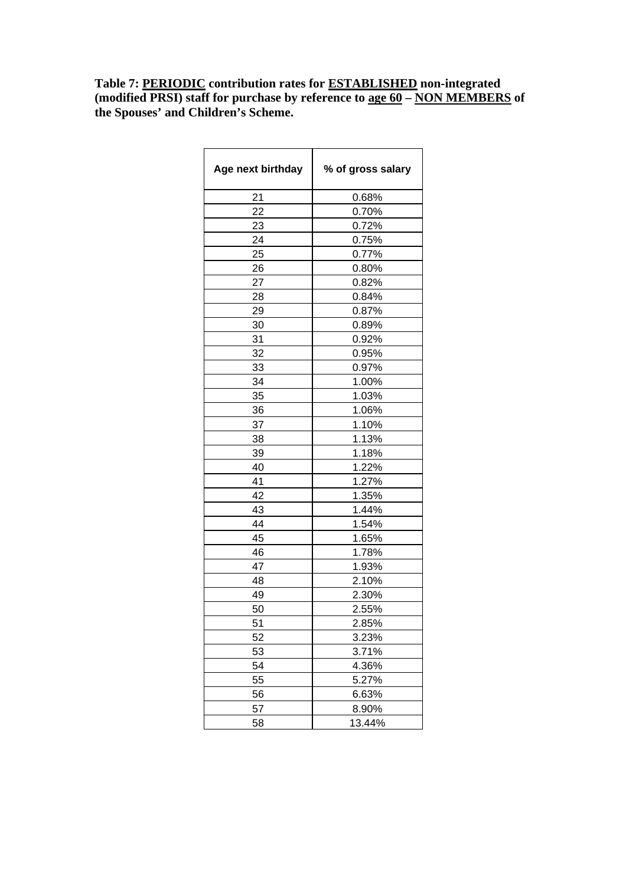**Table 7: <u>PERIODIC</u> contribution rates for <u>ESTABLISHED</u> non-integrated (modified PRSI) staff for purchase by reference to <u>age 60</u> – <u>NON MEMBERS</u> of the Spouses' and Children's Scheme.**

| Age next birthday | % of gross salary |
|---|---|
| 21 | 0.68% |
| 22 | 0.70% |
| 23 | 0.72% |
| 24 | 0.75% |
| 25 | 0.77% |
| 26 | 0.80% |
| 27 | 0.82% |
| 28 | 0.84% |
| 29 | 0.87% |
| 30 | 0.89% |
| 31 | 0.92% |
| 32 | 0.95% |
| 33 | 0.97% |
| 34 | 1.00% |
| 35 | 1.03% |
| 36 | 1.06% |
| 37 | 1.10% |
| 38 | 1.13% |
| 39 | 1.18% |
| 40 | 1.22% |
| 41 | 1.27% |
| 42 | 1.35% |
| 43 | 1.44% |
| 44 | 1.54% |
| 45 | 1.65% |
| 46 | 1.78% |
| 47 | 1.93% |
| 48 | 2.10% |
| 49 | 2.30% |
| 50 | 2.55% |
| 51 | 2.85% |
| 52 | 3.23% |
| 53 | 3.71% |
| 54 | 4.36% |
| 55 | 5.27% |
| 56 | 6.63% |
| 57 | 8.90% |
| 58 | 13.44% |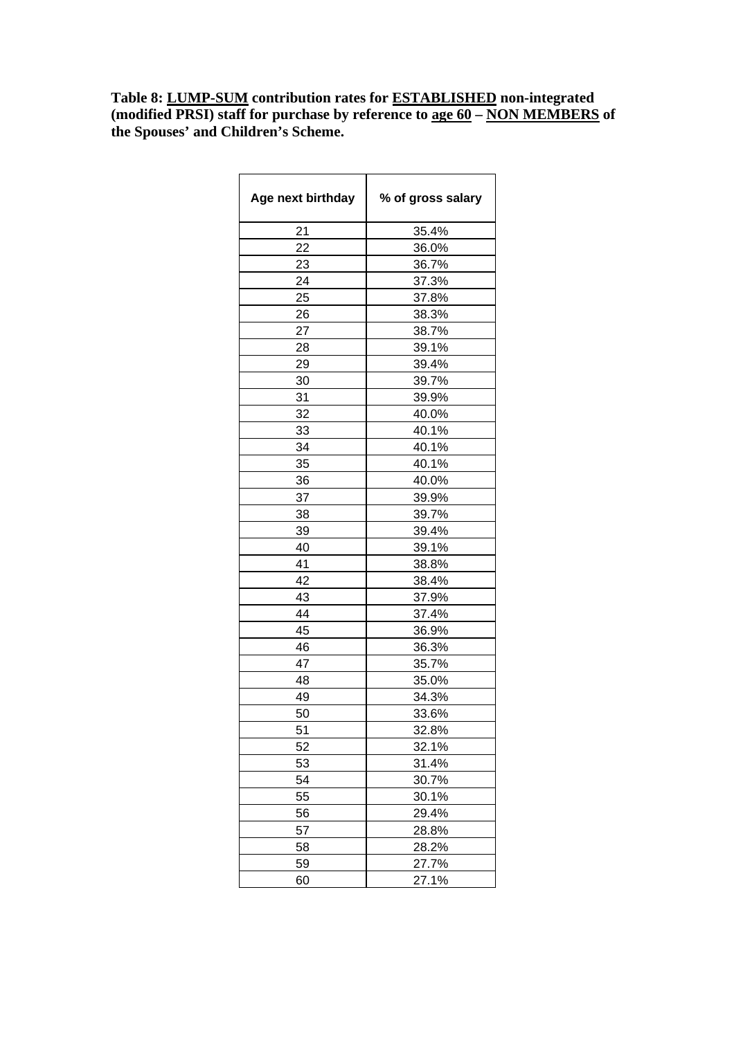**Table 8: LUMP-SUM contribution rates for ESTABLISHED non-integrated (modified PRSI) staff for purchase by reference to age 60 – NON MEMBERS of the Spouses' and Children's Scheme.**

| Age next birthday | % of gross salary |
|---|---|
| 21 | 35.4% |
| 22 | 36.0% |
| 23 | 36.7% |
| 24 | 37.3% |
| 25 | 37.8% |
| 26 | 38.3% |
| 27 | 38.7% |
| 28 | 39.1% |
| 29 | 39.4% |
| 30 | 39.7% |
| 31 | 39.9% |
| 32 | 40.0% |
| 33 | 40.1% |
| 34 | 40.1% |
| 35 | 40.1% |
| 36 | 40.0% |
| 37 | 39.9% |
| 38 | 39.7% |
| 39 | 39.4% |
| 40 | 39.1% |
| 41 | 38.8% |
| 42 | 38.4% |
| 43 | 37.9% |
| 44 | 37.4% |
| 45 | 36.9% |
| 46 | 36.3% |
| 47 | 35.7% |
| 48 | 35.0% |
| 49 | 34.3% |
| 50 | 33.6% |
| 51 | 32.8% |
| 52 | 32.1% |
| 53 | 31.4% |
| 54 | 30.7% |
| 55 | 30.1% |
| 56 | 29.4% |
| 57 | 28.8% |
| 58 | 28.2% |
| 59 | 27.7% |
| 60 | 27.1% |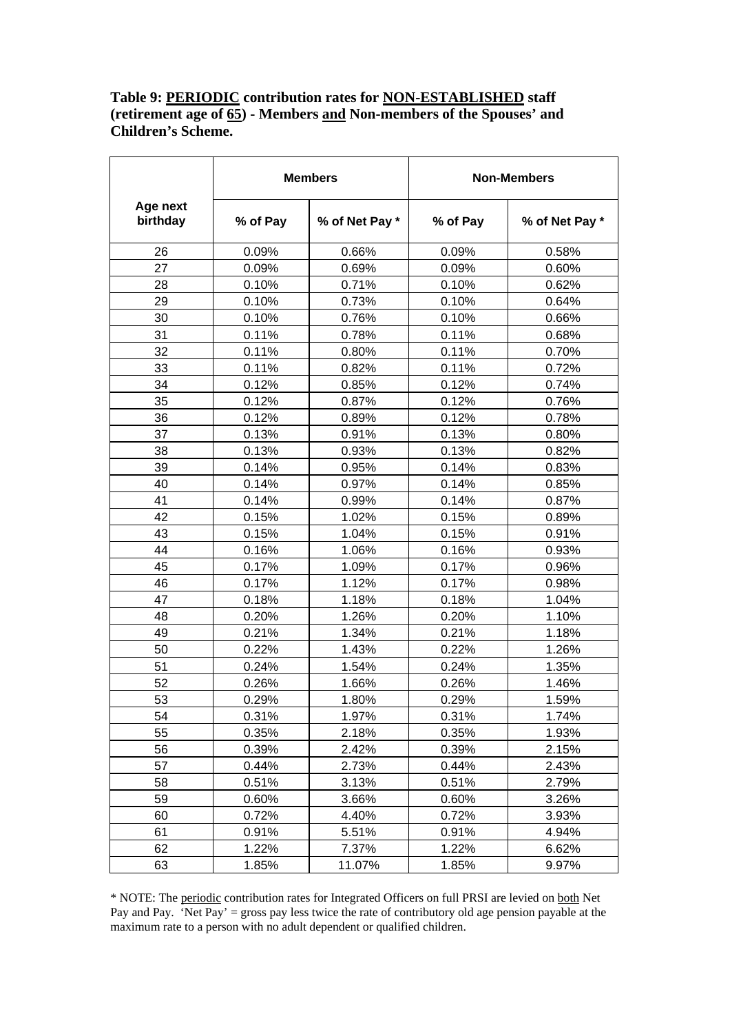**Table 9: <u>PERIODIC</u> contribution rates for <u>NON-ESTABLISHED</u> staff (retirement age of <u>65</u>) - Members <u>and</u> Non-members of the Spouses' and Children's Scheme.**

| Age next birthday | Members | | Non-Members | |
|---|---|---|---|---|
| | % of Pay | % of Net Pay * | % of Pay | % of Net Pay * |
| 26 | 0.09% | 0.66% | 0.09% | 0.58% |
| 27 | 0.09% | 0.69% | 0.09% | 0.60% |
| 28 | 0.10% | 0.71% | 0.10% | 0.62% |
| 29 | 0.10% | 0.73% | 0.10% | 0.64% |
| 30 | 0.10% | 0.76% | 0.10% | 0.66% |
| 31 | 0.11% | 0.78% | 0.11% | 0.68% |
| 32 | 0.11% | 0.80% | 0.11% | 0.70% |
| 33 | 0.11% | 0.82% | 0.11% | 0.72% |
| 34 | 0.12% | 0.85% | 0.12% | 0.74% |
| 35 | 0.12% | 0.87% | 0.12% | 0.76% |
| 36 | 0.12% | 0.89% | 0.12% | 0.78% |
| 37 | 0.13% | 0.91% | 0.13% | 0.80% |
| 38 | 0.13% | 0.93% | 0.13% | 0.82% |
| 39 | 0.14% | 0.95% | 0.14% | 0.83% |
| 40 | 0.14% | 0.97% | 0.14% | 0.85% |
| 41 | 0.14% | 0.99% | 0.14% | 0.87% |
| 42 | 0.15% | 1.02% | 0.15% | 0.89% |
| 43 | 0.15% | 1.04% | 0.15% | 0.91% |
| 44 | 0.16% | 1.06% | 0.16% | 0.93% |
| 45 | 0.17% | 1.09% | 0.17% | 0.96% |
| 46 | 0.17% | 1.12% | 0.17% | 0.98% |
| 47 | 0.18% | 1.18% | 0.18% | 1.04% |
| 48 | 0.20% | 1.26% | 0.20% | 1.10% |
| 49 | 0.21% | 1.34% | 0.21% | 1.18% |
| 50 | 0.22% | 1.43% | 0.22% | 1.26% |
| 51 | 0.24% | 1.54% | 0.24% | 1.35% |
| 52 | 0.26% | 1.66% | 0.26% | 1.46% |
| 53 | 0.29% | 1.80% | 0.29% | 1.59% |
| 54 | 0.31% | 1.97% | 0.31% | 1.74% |
| 55 | 0.35% | 2.18% | 0.35% | 1.93% |
| 56 | 0.39% | 2.42% | 0.39% | 2.15% |
| 57 | 0.44% | 2.73% | 0.44% | 2.43% |
| 58 | 0.51% | 3.13% | 0.51% | 2.79% |
| 59 | 0.60% | 3.66% | 0.60% | 3.26% |
| 60 | 0.72% | 4.40% | 0.72% | 3.93% |
| 61 | 0.91% | 5.51% | 0.91% | 4.94% |
| 62 | 1.22% | 7.37% | 1.22% | 6.62% |
| 63 | 1.85% | 11.07% | 1.85% | 9.97% |

* NOTE: The <u>periodic</u> contribution rates for Integrated Officers on full PRSI are levied on <u>both</u> Net Pay and Pay. 'Net Pay' = gross pay less twice the rate of contributory old age pension payable at the maximum rate to a person with no adult dependent or qualified children.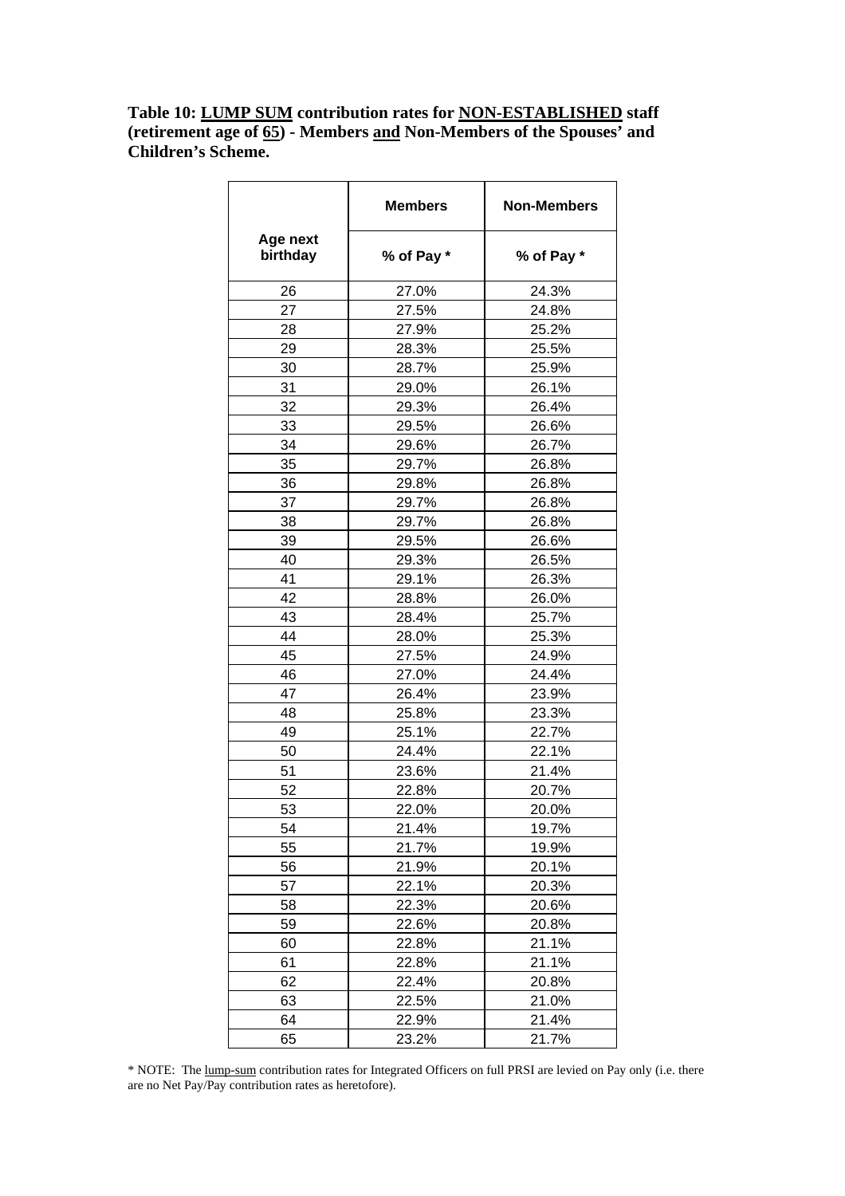**Table 10: LUMP SUM contribution rates for NON-ESTABLISHED staff (retirement age of 65) - Members and Non-Members of the Spouses' and Children's Scheme.**

| Age next birthday | Members | Non-Members |
|---|---|---|
| | % of Pay * | % of Pay * |
| 26 | 27.0% | 24.3% |
| 27 | 27.5% | 24.8% |
| 28 | 27.9% | 25.2% |
| 29 | 28.3% | 25.5% |
| 30 | 28.7% | 25.9% |
| 31 | 29.0% | 26.1% |
| 32 | 29.3% | 26.4% |
| 33 | 29.5% | 26.6% |
| 34 | 29.6% | 26.7% |
| 35 | 29.7% | 26.8% |
| 36 | 29.8% | 26.8% |
| 37 | 29.7% | 26.8% |
| 38 | 29.7% | 26.8% |
| 39 | 29.5% | 26.6% |
| 40 | 29.3% | 26.5% |
| 41 | 29.1% | 26.3% |
| 42 | 28.8% | 26.0% |
| 43 | 28.4% | 25.7% |
| 44 | 28.0% | 25.3% |
| 45 | 27.5% | 24.9% |
| 46 | 27.0% | 24.4% |
| 47 | 26.4% | 23.9% |
| 48 | 25.8% | 23.3% |
| 49 | 25.1% | 22.7% |
| 50 | 24.4% | 22.1% |
| 51 | 23.6% | 21.4% |
| 52 | 22.8% | 20.7% |
| 53 | 22.0% | 20.0% |
| 54 | 21.4% | 19.7% |
| 55 | 21.7% | 19.9% |
| 56 | 21.9% | 20.1% |
| 57 | 22.1% | 20.3% |
| 58 | 22.3% | 20.6% |
| 59 | 22.6% | 20.8% |
| 60 | 22.8% | 21.1% |
| 61 | 22.8% | 21.1% |
| 62 | 22.4% | 20.8% |
| 63 | 22.5% | 21.0% |
| 64 | 22.9% | 21.4% |
| 65 | 23.2% | 21.7% |

* NOTE: The lump-sum contribution rates for Integrated Officers on full PRSI are levied on Pay only (i.e. there are no Net Pay/Pay contribution rates as heretofore).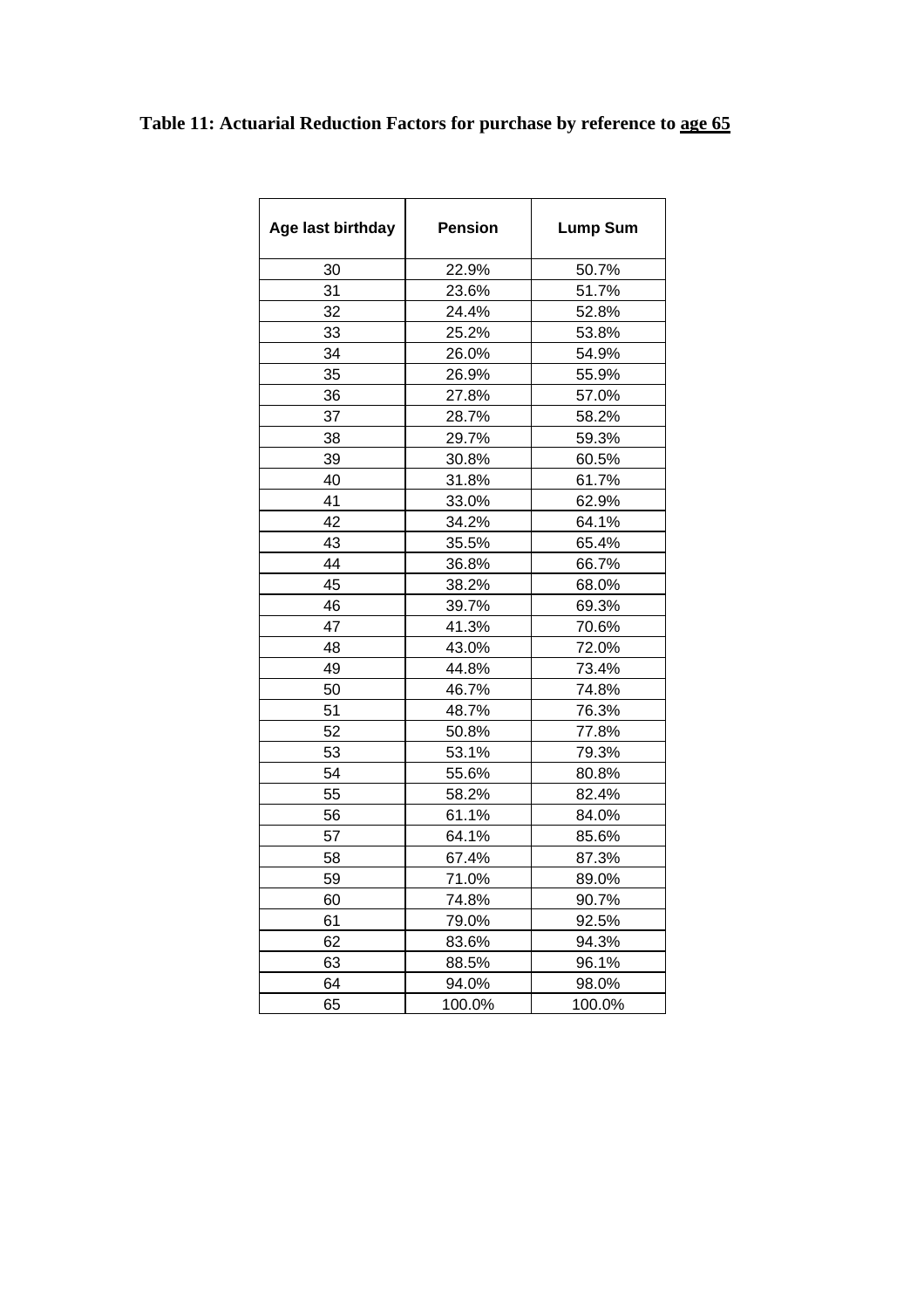**Table 11: Actuarial Reduction Factors for purchase by reference to <u>age 65</u>**

| Age last birthday | Pension | Lump Sum |
|---|---|---|
| 30 | 22.9% | 50.7% |
| 31 | 23.6% | 51.7% |
| 32 | 24.4% | 52.8% |
| 33 | 25.2% | 53.8% |
| 34 | 26.0% | 54.9% |
| 35 | 26.9% | 55.9% |
| 36 | 27.8% | 57.0% |
| 37 | 28.7% | 58.2% |
| 38 | 29.7% | 59.3% |
| 39 | 30.8% | 60.5% |
| 40 | 31.8% | 61.7% |
| 41 | 33.0% | 62.9% |
| 42 | 34.2% | 64.1% |
| 43 | 35.5% | 65.4% |
| 44 | 36.8% | 66.7% |
| 45 | 38.2% | 68.0% |
| 46 | 39.7% | 69.3% |
| 47 | 41.3% | 70.6% |
| 48 | 43.0% | 72.0% |
| 49 | 44.8% | 73.4% |
| 50 | 46.7% | 74.8% |
| 51 | 48.7% | 76.3% |
| 52 | 50.8% | 77.8% |
| 53 | 53.1% | 79.3% |
| 54 | 55.6% | 80.8% |
| 55 | 58.2% | 82.4% |
| 56 | 61.1% | 84.0% |
| 57 | 64.1% | 85.6% |
| 58 | 67.4% | 87.3% |
| 59 | 71.0% | 89.0% |
| 60 | 74.8% | 90.7% |
| 61 | 79.0% | 92.5% |
| 62 | 83.6% | 94.3% |
| 63 | 88.5% | 96.1% |
| 64 | 94.0% | 98.0% |
| 65 | 100.0% | 100.0% |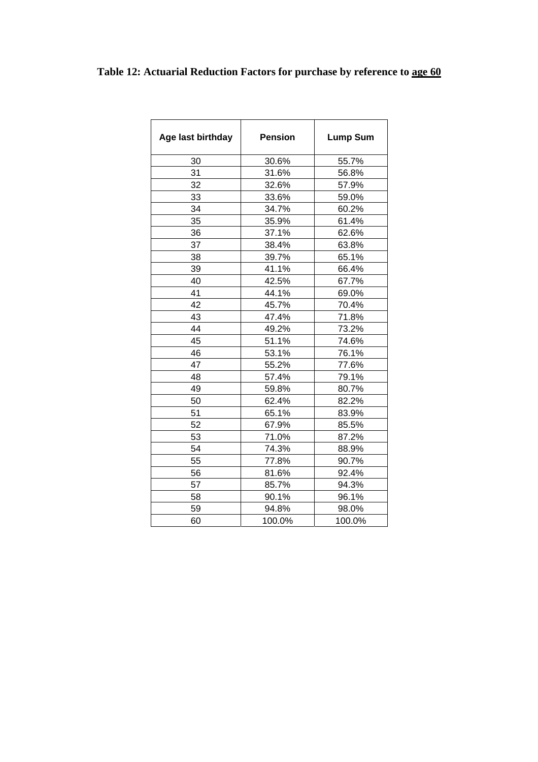**Table 12: Actuarial Reduction Factors for purchase by reference to age 60**

| Age last birthday | Pension | Lump Sum |
|---|---|---|
| 30 | 30.6% | 55.7% |
| 31 | 31.6% | 56.8% |
| 32 | 32.6% | 57.9% |
| 33 | 33.6% | 59.0% |
| 34 | 34.7% | 60.2% |
| 35 | 35.9% | 61.4% |
| 36 | 37.1% | 62.6% |
| 37 | 38.4% | 63.8% |
| 38 | 39.7% | 65.1% |
| 39 | 41.1% | 66.4% |
| 40 | 42.5% | 67.7% |
| 41 | 44.1% | 69.0% |
| 42 | 45.7% | 70.4% |
| 43 | 47.4% | 71.8% |
| 44 | 49.2% | 73.2% |
| 45 | 51.1% | 74.6% |
| 46 | 53.1% | 76.1% |
| 47 | 55.2% | 77.6% |
| 48 | 57.4% | 79.1% |
| 49 | 59.8% | 80.7% |
| 50 | 62.4% | 82.2% |
| 51 | 65.1% | 83.9% |
| 52 | 67.9% | 85.5% |
| 53 | 71.0% | 87.2% |
| 54 | 74.3% | 88.9% |
| 55 | 77.8% | 90.7% |
| 56 | 81.6% | 92.4% |
| 57 | 85.7% | 94.3% |
| 58 | 90.1% | 96.1% |
| 59 | 94.8% | 98.0% |
| 60 | 100.0% | 100.0% |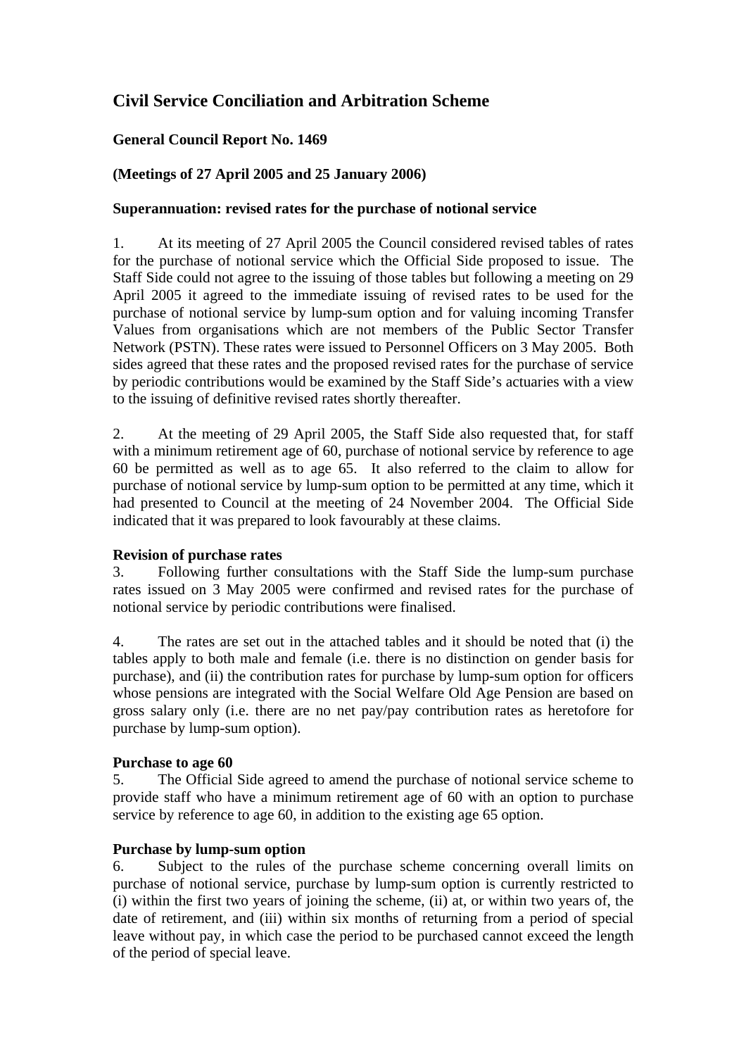# Civil Service Conciliation and Arbitration Scheme

**General Council Report No. 1469**

**(Meetings of 27 April 2005 and 25 January 2006)**

**Superannuation: revised rates for the purchase of notional service**

1. At its meeting of 27 April 2005 the Council considered revised tables of rates for the purchase of notional service which the Official Side proposed to issue. The Staff Side could not agree to the issuing of those tables but following a meeting on 29 April 2005 it agreed to the immediate issuing of revised rates to be used for the purchase of notional service by lump-sum option and for valuing incoming Transfer Values from organisations which are not members of the Public Sector Transfer Network (PSTN). These rates were issued to Personnel Officers on 3 May 2005. Both sides agreed that these rates and the proposed revised rates for the purchase of service by periodic contributions would be examined by the Staff Side's actuaries with a view to the issuing of definitive revised rates shortly thereafter.

2. At the meeting of 29 April 2005, the Staff Side also requested that, for staff with a minimum retirement age of 60, purchase of notional service by reference to age 60 be permitted as well as to age 65. It also referred to the claim to allow for purchase of notional service by lump-sum option to be permitted at any time, which it had presented to Council at the meeting of 24 November 2004. The Official Side indicated that it was prepared to look favourably at these claims.

**Revision of purchase rates**

3. Following further consultations with the Staff Side the lump-sum purchase rates issued on 3 May 2005 were confirmed and revised rates for the purchase of notional service by periodic contributions were finalised.

4. The rates are set out in the attached tables and it should be noted that (i) the tables apply to both male and female (i.e. there is no distinction on gender basis for purchase), and (ii) the contribution rates for purchase by lump-sum option for officers whose pensions are integrated with the Social Welfare Old Age Pension are based on gross salary only (i.e. there are no net pay/pay contribution rates as heretofore for purchase by lump-sum option).

**Purchase to age 60**

5. The Official Side agreed to amend the purchase of notional service scheme to provide staff who have a minimum retirement age of 60 with an option to purchase service by reference to age 60, in addition to the existing age 65 option.

**Purchase by lump-sum option**

6. Subject to the rules of the purchase scheme concerning overall limits on purchase of notional service, purchase by lump-sum option is currently restricted to (i) within the first two years of joining the scheme, (ii) at, or within two years of, the date of retirement, and (iii) within six months of returning from a period of special leave without pay, in which case the period to be purchased cannot exceed the length of the period of special leave.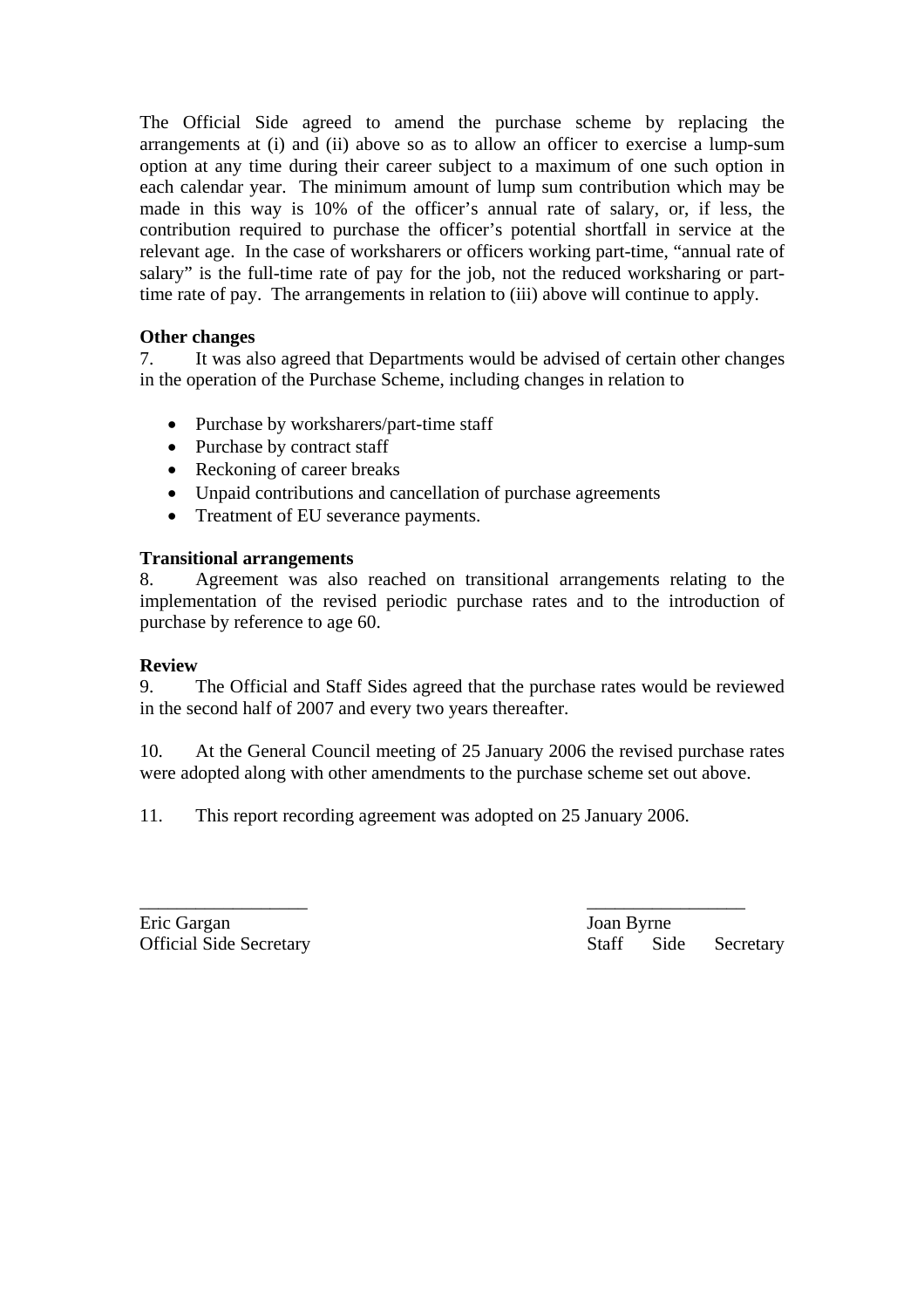The Official Side agreed to amend the purchase scheme by replacing the arrangements at (i) and (ii) above so as to allow an officer to exercise a lump-sum option at any time during their career subject to a maximum of one such option in each calendar year. The minimum amount of lump sum contribution which may be made in this way is 10% of the officer's annual rate of salary, or, if less, the contribution required to purchase the officer's potential shortfall in service at the relevant age. In the case of worksharers or officers working part-time, "annual rate of salary" is the full-time rate of pay for the job, not the reduced worksharing or part-time rate of pay. The arrangements in relation to (iii) above will continue to apply.

**Other changes**

7. It was also agreed that Departments would be advised of certain other changes in the operation of the Purchase Scheme, including changes in relation to

- Purchase by worksharers/part-time staff
- Purchase by contract staff
- Reckoning of career breaks
- Unpaid contributions and cancellation of purchase agreements
- Treatment of EU severance payments.

**Transitional arrangements**

8. Agreement was also reached on transitional arrangements relating to the implementation of the revised periodic purchase rates and to the introduction of purchase by reference to age 60.

**Review**

9. The Official and Staff Sides agreed that the purchase rates would be reviewed in the second half of 2007 and every two years thereafter.

10. At the General Council meeting of 25 January 2006 the revised purchase rates were adopted along with other amendments to the purchase scheme set out above.

11. This report recording agreement was adopted on 25 January 2006.

\_\_\_\_\_\_\_\_\_\_\_\_\_\_\_\_\_\_
Eric Gargan
Official Side Secretary

\_\_\_\_\_\_\_\_\_\_\_\_\_\_\_\_\_
Joan Byrne
Staff Side Secretary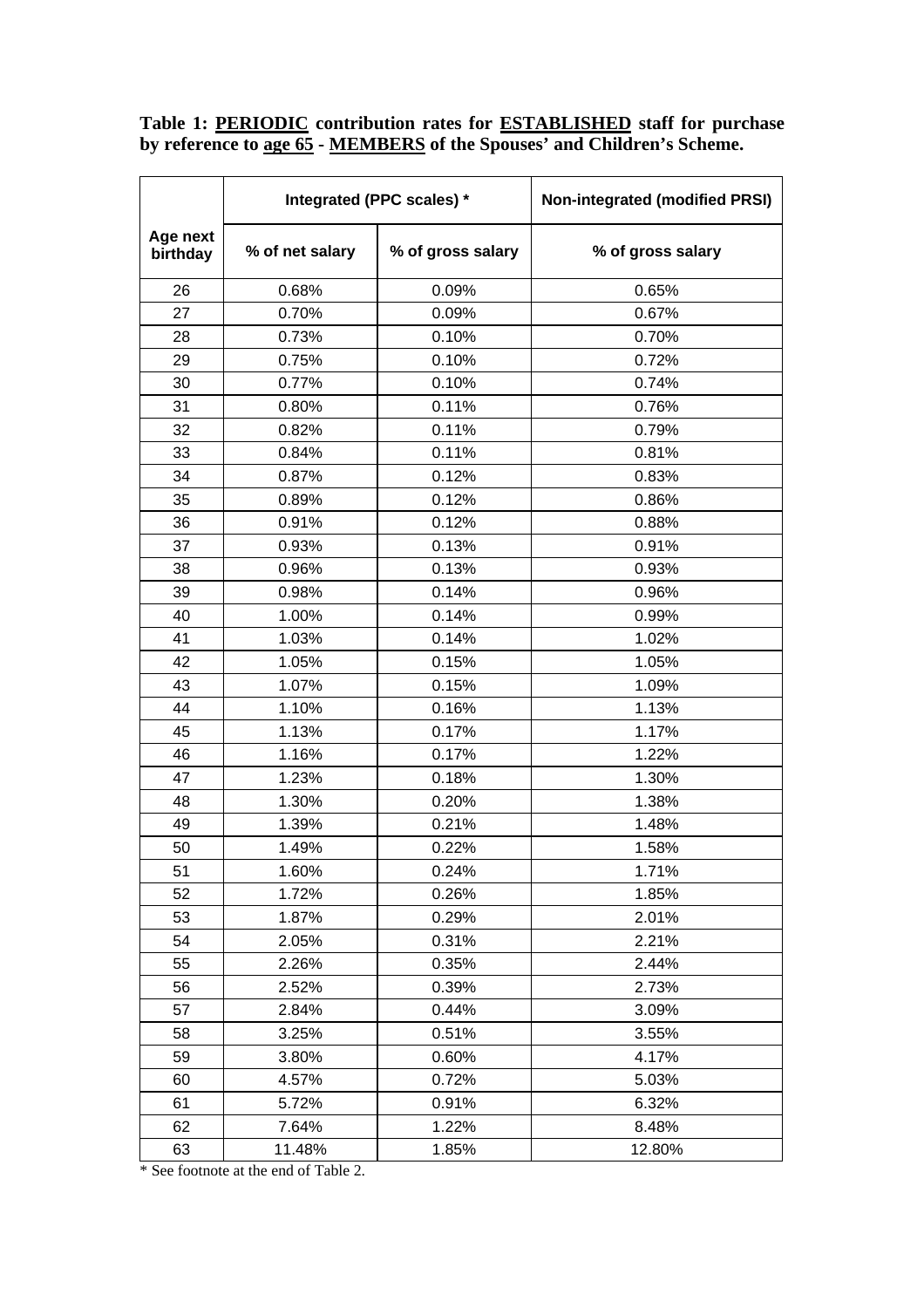**Table 1: PERIODIC contribution rates for ESTABLISHED staff for purchase by reference to age 65 - MEMBERS of the Spouses' and Children's Scheme.**

| Age next birthday | Integrated (PPC scales) * | | Non-integrated (modified PRSI) |
|---|---|---|---|
| | % of net salary | % of gross salary | % of gross salary |
| 26 | 0.68% | 0.09% | 0.65% |
| 27 | 0.70% | 0.09% | 0.67% |
| 28 | 0.73% | 0.10% | 0.70% |
| 29 | 0.75% | 0.10% | 0.72% |
| 30 | 0.77% | 0.10% | 0.74% |
| 31 | 0.80% | 0.11% | 0.76% |
| 32 | 0.82% | 0.11% | 0.79% |
| 33 | 0.84% | 0.11% | 0.81% |
| 34 | 0.87% | 0.12% | 0.83% |
| 35 | 0.89% | 0.12% | 0.86% |
| 36 | 0.91% | 0.12% | 0.88% |
| 37 | 0.93% | 0.13% | 0.91% |
| 38 | 0.96% | 0.13% | 0.93% |
| 39 | 0.98% | 0.14% | 0.96% |
| 40 | 1.00% | 0.14% | 0.99% |
| 41 | 1.03% | 0.14% | 1.02% |
| 42 | 1.05% | 0.15% | 1.05% |
| 43 | 1.07% | 0.15% | 1.09% |
| 44 | 1.10% | 0.16% | 1.13% |
| 45 | 1.13% | 0.17% | 1.17% |
| 46 | 1.16% | 0.17% | 1.22% |
| 47 | 1.23% | 0.18% | 1.30% |
| 48 | 1.30% | 0.20% | 1.38% |
| 49 | 1.39% | 0.21% | 1.48% |
| 50 | 1.49% | 0.22% | 1.58% |
| 51 | 1.60% | 0.24% | 1.71% |
| 52 | 1.72% | 0.26% | 1.85% |
| 53 | 1.87% | 0.29% | 2.01% |
| 54 | 2.05% | 0.31% | 2.21% |
| 55 | 2.26% | 0.35% | 2.44% |
| 56 | 2.52% | 0.39% | 2.73% |
| 57 | 2.84% | 0.44% | 3.09% |
| 58 | 3.25% | 0.51% | 3.55% |
| 59 | 3.80% | 0.60% | 4.17% |
| 60 | 4.57% | 0.72% | 5.03% |
| 61 | 5.72% | 0.91% | 6.32% |
| 62 | 7.64% | 1.22% | 8.48% |
| 63 | 11.48% | 1.85% | 12.80% |

* See footnote at the end of Table 2.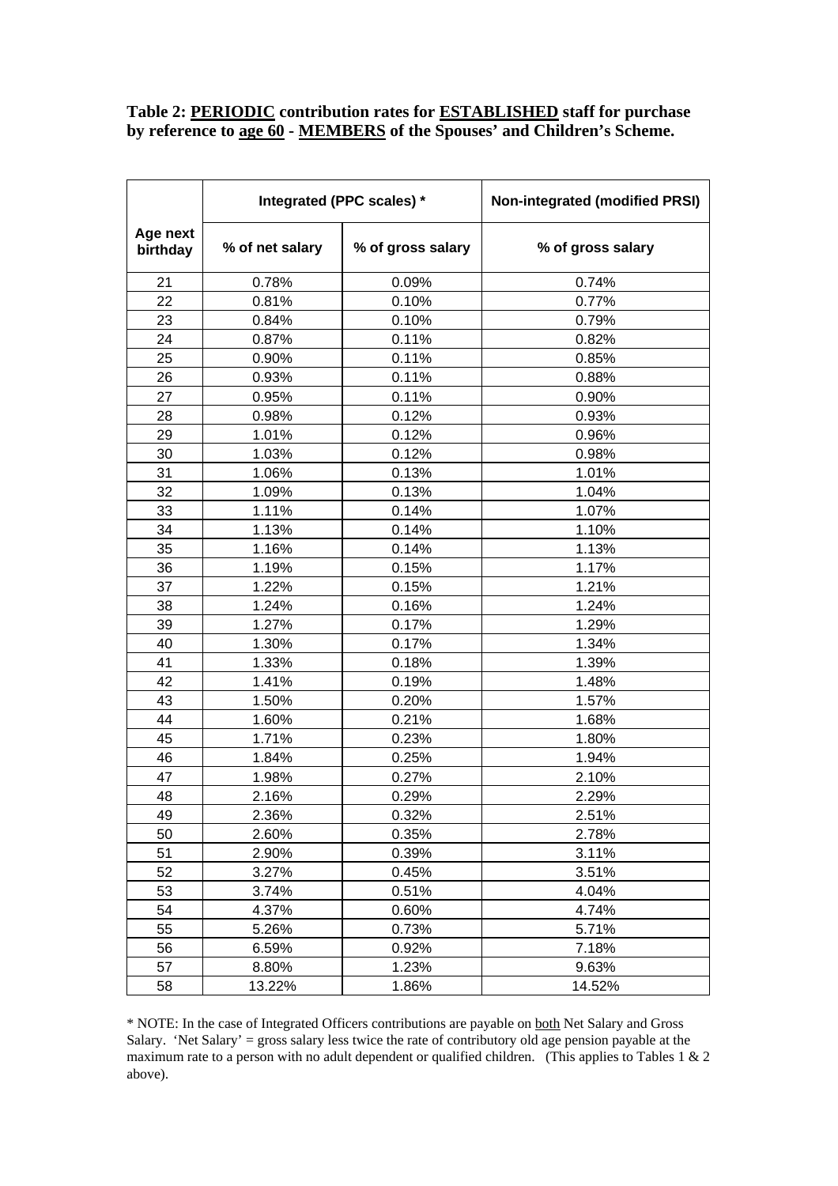**Table 2: PERIODIC contribution rates for ESTABLISHED staff for purchase by reference to age 60 - MEMBERS of the Spouses' and Children's Scheme.**

| Age next birthday | Integrated (PPC scales) * | | Non-integrated (modified PRSI) |
|---|---|---|---|
| | % of net salary | % of gross salary | % of gross salary |
| 21 | 0.78% | 0.09% | 0.74% |
| 22 | 0.81% | 0.10% | 0.77% |
| 23 | 0.84% | 0.10% | 0.79% |
| 24 | 0.87% | 0.11% | 0.82% |
| 25 | 0.90% | 0.11% | 0.85% |
| 26 | 0.93% | 0.11% | 0.88% |
| 27 | 0.95% | 0.11% | 0.90% |
| 28 | 0.98% | 0.12% | 0.93% |
| 29 | 1.01% | 0.12% | 0.96% |
| 30 | 1.03% | 0.12% | 0.98% |
| 31 | 1.06% | 0.13% | 1.01% |
| 32 | 1.09% | 0.13% | 1.04% |
| 33 | 1.11% | 0.14% | 1.07% |
| 34 | 1.13% | 0.14% | 1.10% |
| 35 | 1.16% | 0.14% | 1.13% |
| 36 | 1.19% | 0.15% | 1.17% |
| 37 | 1.22% | 0.15% | 1.21% |
| 38 | 1.24% | 0.16% | 1.24% |
| 39 | 1.27% | 0.17% | 1.29% |
| 40 | 1.30% | 0.17% | 1.34% |
| 41 | 1.33% | 0.18% | 1.39% |
| 42 | 1.41% | 0.19% | 1.48% |
| 43 | 1.50% | 0.20% | 1.57% |
| 44 | 1.60% | 0.21% | 1.68% |
| 45 | 1.71% | 0.23% | 1.80% |
| 46 | 1.84% | 0.25% | 1.94% |
| 47 | 1.98% | 0.27% | 2.10% |
| 48 | 2.16% | 0.29% | 2.29% |
| 49 | 2.36% | 0.32% | 2.51% |
| 50 | 2.60% | 0.35% | 2.78% |
| 51 | 2.90% | 0.39% | 3.11% |
| 52 | 3.27% | 0.45% | 3.51% |
| 53 | 3.74% | 0.51% | 4.04% |
| 54 | 4.37% | 0.60% | 4.74% |
| 55 | 5.26% | 0.73% | 5.71% |
| 56 | 6.59% | 0.92% | 7.18% |
| 57 | 8.80% | 1.23% | 9.63% |
| 58 | 13.22% | 1.86% | 14.52% |

* NOTE: In the case of Integrated Officers contributions are payable on both Net Salary and Gross Salary. 'Net Salary' = gross salary less twice the rate of contributory old age pension payable at the maximum rate to a person with no adult dependent or qualified children. (This applies to Tables 1 & 2 above).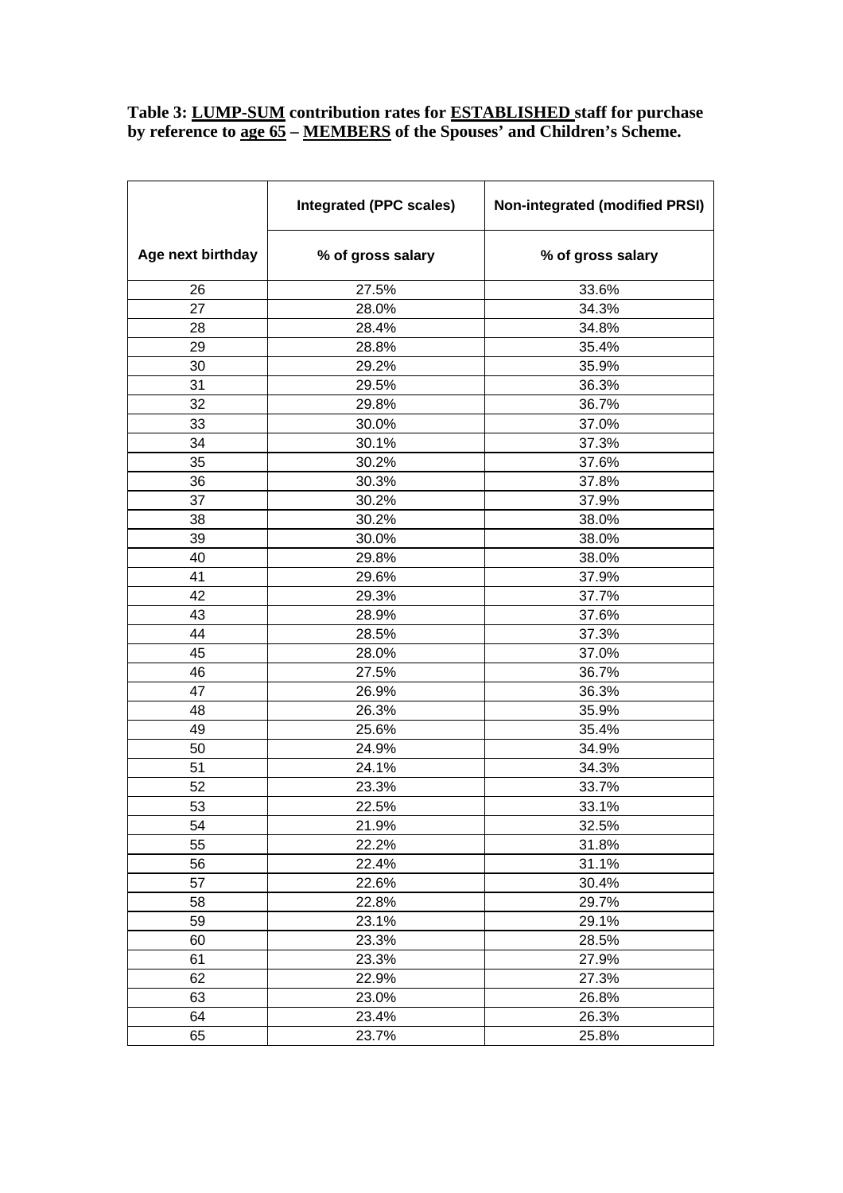**Table 3: LUMP-SUM contribution rates for ESTABLISHED staff for purchase by reference to age 65 – MEMBERS of the Spouses' and Children's Scheme.**

| | Integrated (PPC scales) | Non-integrated (modified PRSI) |
|---|---|---|
| Age next birthday | % of gross salary | % of gross salary |
| 26 | 27.5% | 33.6% |
| 27 | 28.0% | 34.3% |
| 28 | 28.4% | 34.8% |
| 29 | 28.8% | 35.4% |
| 30 | 29.2% | 35.9% |
| 31 | 29.5% | 36.3% |
| 32 | 29.8% | 36.7% |
| 33 | 30.0% | 37.0% |
| 34 | 30.1% | 37.3% |
| 35 | 30.2% | 37.6% |
| 36 | 30.3% | 37.8% |
| 37 | 30.2% | 37.9% |
| 38 | 30.2% | 38.0% |
| 39 | 30.0% | 38.0% |
| 40 | 29.8% | 38.0% |
| 41 | 29.6% | 37.9% |
| 42 | 29.3% | 37.7% |
| 43 | 28.9% | 37.6% |
| 44 | 28.5% | 37.3% |
| 45 | 28.0% | 37.0% |
| 46 | 27.5% | 36.7% |
| 47 | 26.9% | 36.3% |
| 48 | 26.3% | 35.9% |
| 49 | 25.6% | 35.4% |
| 50 | 24.9% | 34.9% |
| 51 | 24.1% | 34.3% |
| 52 | 23.3% | 33.7% |
| 53 | 22.5% | 33.1% |
| 54 | 21.9% | 32.5% |
| 55 | 22.2% | 31.8% |
| 56 | 22.4% | 31.1% |
| 57 | 22.6% | 30.4% |
| 58 | 22.8% | 29.7% |
| 59 | 23.1% | 29.1% |
| 60 | 23.3% | 28.5% |
| 61 | 23.3% | 27.9% |
| 62 | 22.9% | 27.3% |
| 63 | 23.0% | 26.8% |
| 64 | 23.4% | 26.3% |
| 65 | 23.7% | 25.8% |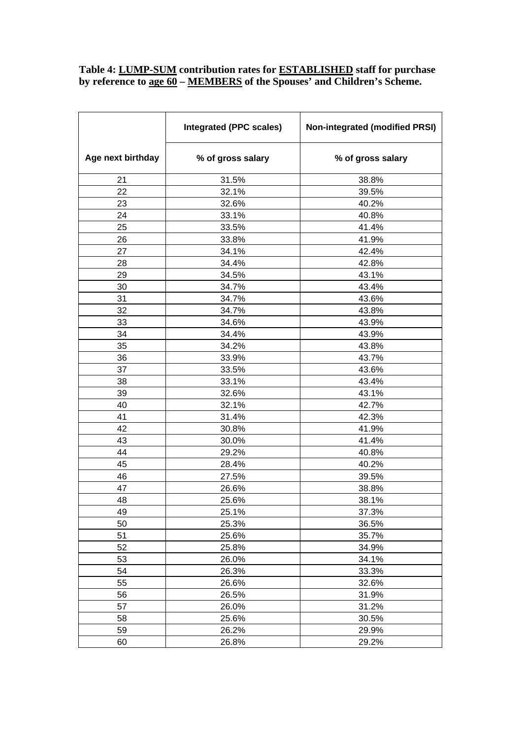**Table 4: <u>LUMP-SUM</u> contribution rates for <u>ESTABLISHED</u> staff for purchase by reference to <u>age 60</u> – <u>MEMBERS</u> of the Spouses' and Children's Scheme.**

| | Integrated (PPC scales) | Non-integrated (modified PRSI) |
|---|---|---|
| Age next birthday | % of gross salary | % of gross salary |
| 21 | 31.5% | 38.8% |
| 22 | 32.1% | 39.5% |
| 23 | 32.6% | 40.2% |
| 24 | 33.1% | 40.8% |
| 25 | 33.5% | 41.4% |
| 26 | 33.8% | 41.9% |
| 27 | 34.1% | 42.4% |
| 28 | 34.4% | 42.8% |
| 29 | 34.5% | 43.1% |
| 30 | 34.7% | 43.4% |
| 31 | 34.7% | 43.6% |
| 32 | 34.7% | 43.8% |
| 33 | 34.6% | 43.9% |
| 34 | 34.4% | 43.9% |
| 35 | 34.2% | 43.8% |
| 36 | 33.9% | 43.7% |
| 37 | 33.5% | 43.6% |
| 38 | 33.1% | 43.4% |
| 39 | 32.6% | 43.1% |
| 40 | 32.1% | 42.7% |
| 41 | 31.4% | 42.3% |
| 42 | 30.8% | 41.9% |
| 43 | 30.0% | 41.4% |
| 44 | 29.2% | 40.8% |
| 45 | 28.4% | 40.2% |
| 46 | 27.5% | 39.5% |
| 47 | 26.6% | 38.8% |
| 48 | 25.6% | 38.1% |
| 49 | 25.1% | 37.3% |
| 50 | 25.3% | 36.5% |
| 51 | 25.6% | 35.7% |
| 52 | 25.8% | 34.9% |
| 53 | 26.0% | 34.1% |
| 54 | 26.3% | 33.3% |
| 55 | 26.6% | 32.6% |
| 56 | 26.5% | 31.9% |
| 57 | 26.0% | 31.2% |
| 58 | 25.6% | 30.5% |
| 59 | 26.2% | 29.9% |
| 60 | 26.8% | 29.2% |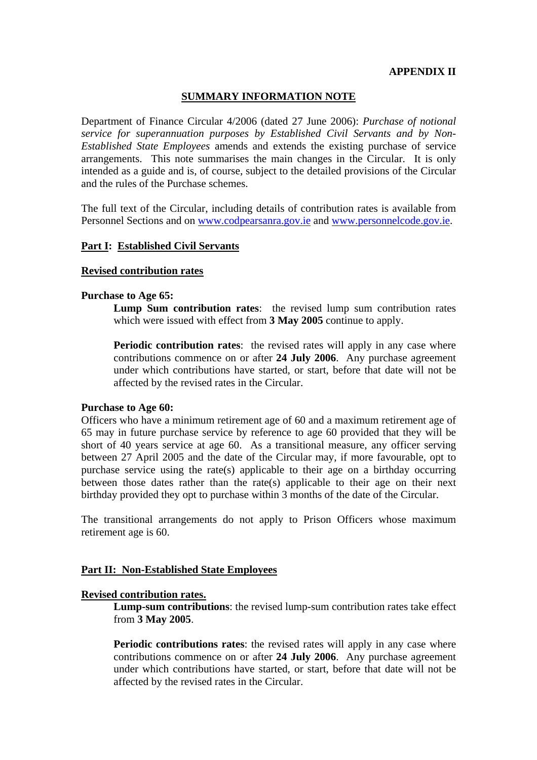**APPENDIX II**

## SUMMARY INFORMATION NOTE

Department of Finance Circular 4/2006 (dated 27 June 2006): *Purchase of notional service for superannuation purposes by Established Civil Servants and by Non-Established State Employees* amends and extends the existing purchase of service arrangements. This note summarises the main changes in the Circular. It is only intended as a guide and is, of course, subject to the detailed provisions of the Circular and the rules of the Purchase schemes.

The full text of the Circular, including details of contribution rates is available from Personnel Sections and on www.codpearsanra.gov.ie and www.personnelcode.gov.ie.

### Part I: Established Civil Servants

#### Revised contribution rates

**Purchase to Age 65:**

**Lump Sum contribution rates**: the revised lump sum contribution rates which were issued with effect from **3 May 2005** continue to apply.

**Periodic contribution rates**: the revised rates will apply in any case where contributions commence on or after **24 July 2006**. Any purchase agreement under which contributions have started, or start, before that date will not be affected by the revised rates in the Circular.

**Purchase to Age 60:**

Officers who have a minimum retirement age of 60 and a maximum retirement age of 65 may in future purchase service by reference to age 60 provided that they will be short of 40 years service at age 60. As a transitional measure, any officer serving between 27 April 2005 and the date of the Circular may, if more favourable, opt to purchase service using the rate(s) applicable to their age on a birthday occurring between those dates rather than the rate(s) applicable to their age on their next birthday provided they opt to purchase within 3 months of the date of the Circular.

The transitional arrangements do not apply to Prison Officers whose maximum retirement age is 60.

### Part II: Non-Established State Employees

#### Revised contribution rates.

**Lump-sum contributions**: the revised lump-sum contribution rates take effect from **3 May 2005**.

**Periodic contributions rates**: the revised rates will apply in any case where contributions commence on or after **24 July 2006**. Any purchase agreement under which contributions have started, or start, before that date will not be affected by the revised rates in the Circular.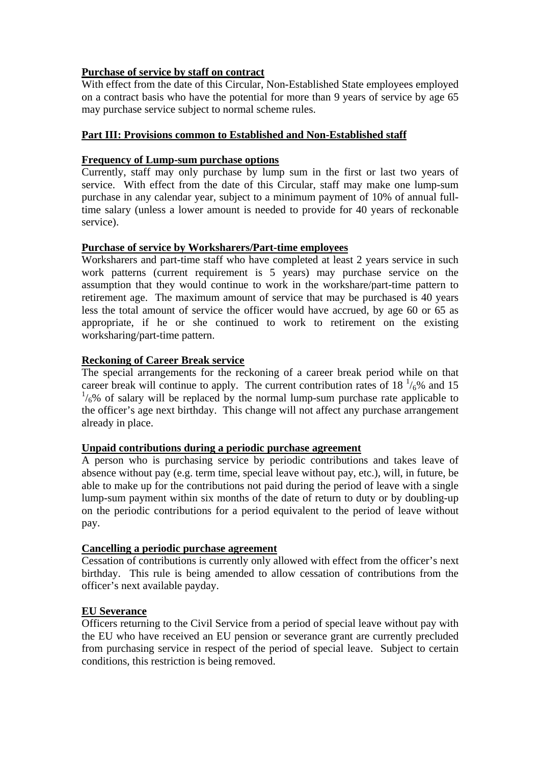**Purchase of service by staff on contract**

With effect from the date of this Circular, Non-Established State employees employed on a contract basis who have the potential for more than 9 years of service by age 65 may purchase service subject to normal scheme rules.

**Part III: Provisions common to Established and Non-Established staff**

**Frequency of Lump-sum purchase options**

Currently, staff may only purchase by lump sum in the first or last two years of service. With effect from the date of this Circular, staff may make one lump-sum purchase in any calendar year, subject to a minimum payment of 10% of annual full-time salary (unless a lower amount is needed to provide for 40 years of reckonable service).

**Purchase of service by Worksharers/Part-time employees**

Worksharers and part-time staff who have completed at least 2 years service in such work patterns (current requirement is 5 years) may purchase service on the assumption that they would continue to work in the workshare/part-time pattern to retirement age. The maximum amount of service that may be purchased is 40 years less the total amount of service the officer would have accrued, by age 60 or 65 as appropriate, if he or she continued to work to retirement on the existing worksharing/part-time pattern.

**Reckoning of Career Break service**

The special arrangements for the reckoning of a career break period while on that career break will continue to apply. The current contribution rates of 18 $^{1}/_{6}$% and 15 $^{1}/_{6}$% of salary will be replaced by the normal lump-sum purchase rate applicable to the officer's age next birthday. This change will not affect any purchase arrangement already in place.

**Unpaid contributions during a periodic purchase agreement**

A person who is purchasing service by periodic contributions and takes leave of absence without pay (e.g. term time, special leave without pay, etc.), will, in future, be able to make up for the contributions not paid during the period of leave with a single lump-sum payment within six months of the date of return to duty or by doubling-up on the periodic contributions for a period equivalent to the period of leave without pay.

**Cancelling a periodic purchase agreement**

Cessation of contributions is currently only allowed with effect from the officer's next birthday. This rule is being amended to allow cessation of contributions from the officer's next available payday.

**EU Severance**

Officers returning to the Civil Service from a period of special leave without pay with the EU who have received an EU pension or severance grant are currently precluded from purchasing service in respect of the period of special leave. Subject to certain conditions, this restriction is being removed.